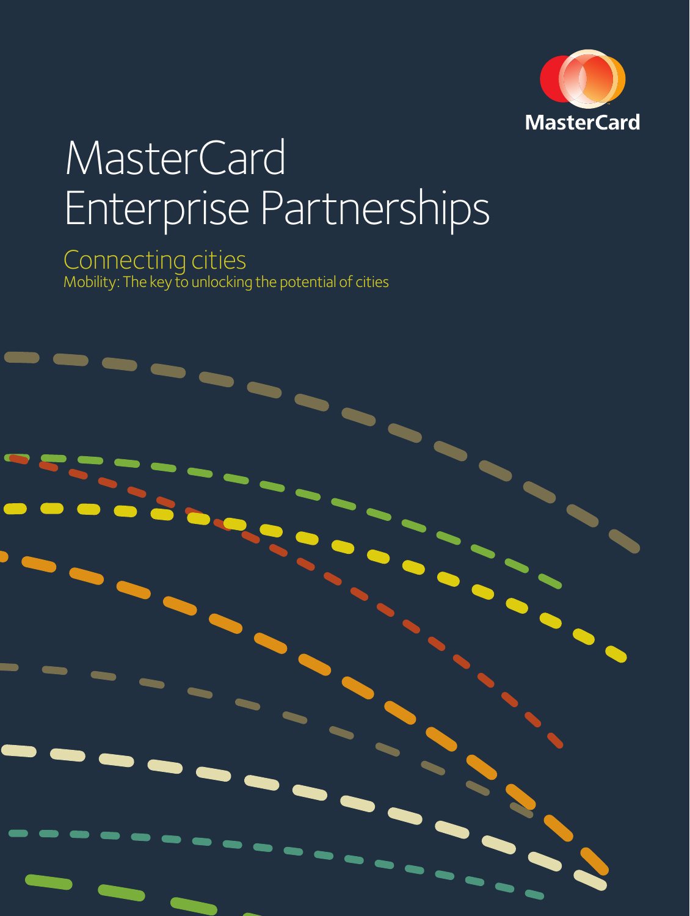MasterCard

# MasterCard Enterprise Partnerships

## Connecting cities

Mobility: The key to unlocking the potential of cities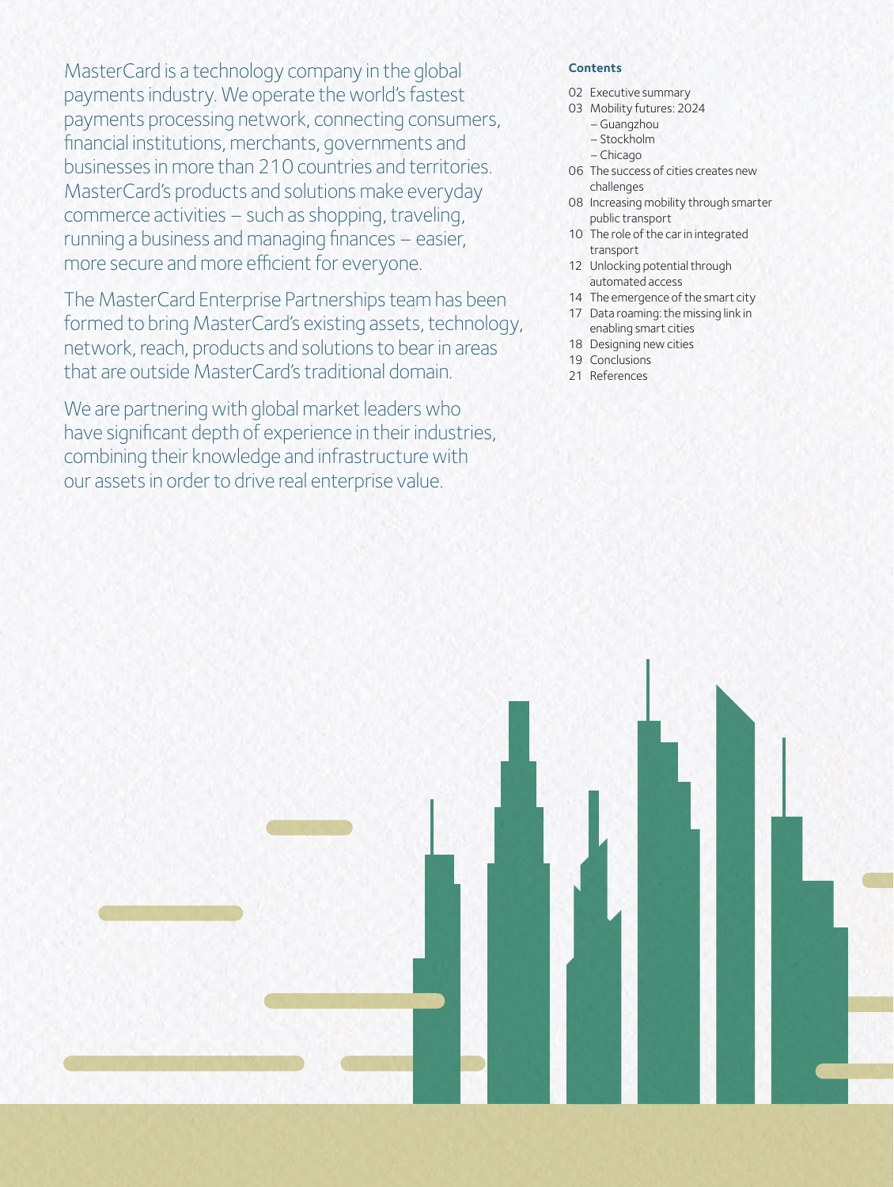MasterCard is a technology company in the global payments industry. We operate the world's fastest payments processing network, connecting consumers, financial institutions, merchants, governments and businesses in more than 210 countries and territories. MasterCard's products and solutions make everyday commerce activities – such as shopping, traveling, running a business and managing finances – easier, more secure and more efficient for everyone.

The MasterCard Enterprise Partnerships team has been formed to bring MasterCard's existing assets, technology, network, reach, products and solutions to bear in areas that are outside MasterCard's traditional domain.

We are partnering with global market leaders who have significant depth of experience in their industries, combining their knowledge and infrastructure with our assets in order to drive real enterprise value.

**Contents**

- 02 Executive summary
- 03 Mobility futures: 2024
  - – Guangzhou
  - – Stockholm
  - – Chicago
- 06 The success of cities creates new challenges
- 08 Increasing mobility through smarter public transport
- 10 The role of the car in integrated transport
- 12 Unlocking potential through automated access
- 14 The emergence of the smart city
- 17 Data roaming: the missing link in enabling smart cities
- 18 Designing new cities
- 19 Conclusions
- 21 References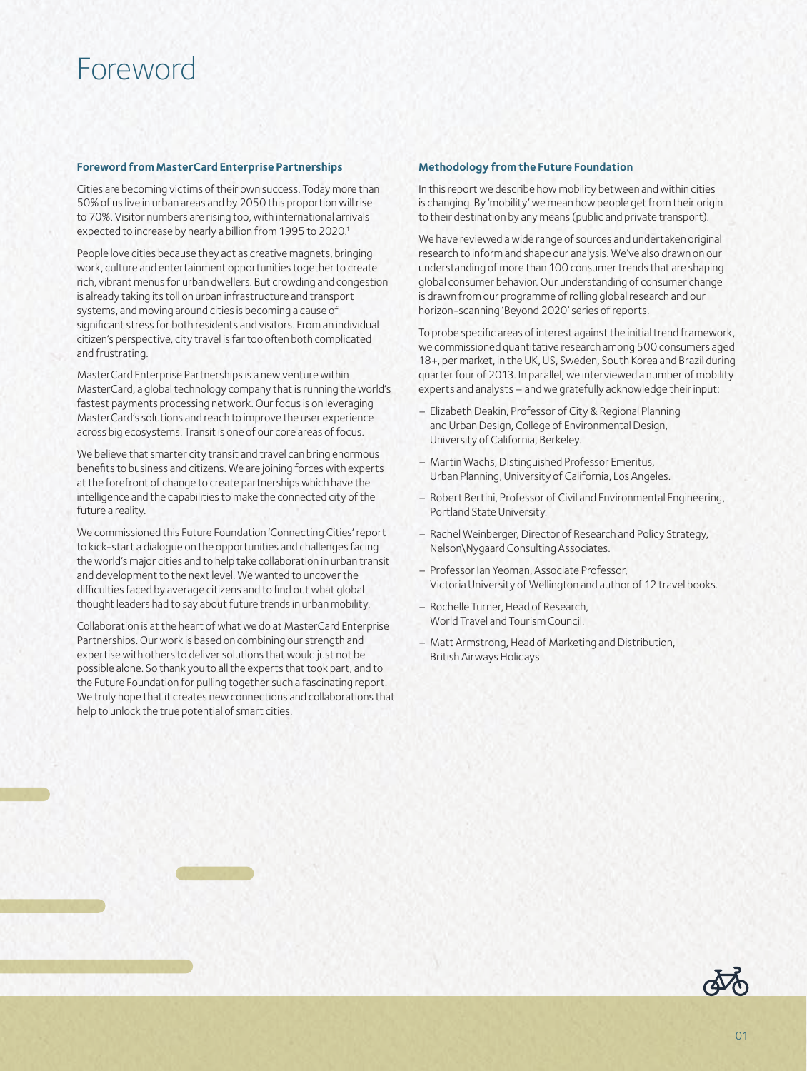# Foreword

### Foreword from MasterCard Enterprise Partnerships

Cities are becoming victims of their own success. Today more than 50% of us live in urban areas and by 2050 this proportion will rise to 70%. Visitor numbers are rising too, with international arrivals expected to increase by nearly a billion from 1995 to 2020.[1]

People love cities because they act as creative magnets, bringing work, culture and entertainment opportunities together to create rich, vibrant menus for urban dwellers. But crowding and congestion is already taking its toll on urban infrastructure and transport systems, and moving around cities is becoming a cause of significant stress for both residents and visitors. From an individual citizen's perspective, city travel is far too often both complicated and frustrating.

MasterCard Enterprise Partnerships is a new venture within MasterCard, a global technology company that is running the world's fastest payments processing network. Our focus is on leveraging MasterCard's solutions and reach to improve the user experience across big ecosystems. Transit is one of our core areas of focus.

We believe that smarter city transit and travel can bring enormous benefits to business and citizens. We are joining forces with experts at the forefront of change to create partnerships which have the intelligence and the capabilities to make the connected city of the future a reality.

We commissioned this Future Foundation 'Connecting Cities' report to kick-start a dialogue on the opportunities and challenges facing the world's major cities and to help take collaboration in urban transit and development to the next level. We wanted to uncover the difficulties faced by average citizens and to find out what global thought leaders had to say about future trends in urban mobility.

Collaboration is at the heart of what we do at MasterCard Enterprise Partnerships. Our work is based on combining our strength and expertise with others to deliver solutions that would just not be possible alone. So thank you to all the experts that took part, and to the Future Foundation for pulling together such a fascinating report. We truly hope that it creates new connections and collaborations that help to unlock the true potential of smart cities.

### Methodology from the Future Foundation

In this report we describe how mobility between and within cities is changing. By 'mobility' we mean how people get from their origin to their destination by any means (public and private transport).

We have reviewed a wide range of sources and undertaken original research to inform and shape our analysis. We've also drawn on our understanding of more than 100 consumer trends that are shaping global consumer behavior. Our understanding of consumer change is drawn from our programme of rolling global research and our horizon-scanning 'Beyond 2020' series of reports.

To probe specific areas of interest against the initial trend framework, we commissioned quantitative research among 500 consumers aged 18+, per market, in the UK, US, Sweden, South Korea and Brazil during quarter four of 2013. In parallel, we interviewed a number of mobility experts and analysts – and we gratefully acknowledge their input:

- Elizabeth Deakin, Professor of City & Regional Planning and Urban Design, College of Environmental Design, University of California, Berkeley.
- Martin Wachs, Distinguished Professor Emeritus, Urban Planning, University of California, Los Angeles.
- Robert Bertini, Professor of Civil and Environmental Engineering, Portland State University.
- Rachel Weinberger, Director of Research and Policy Strategy, Nelson\Nygaard Consulting Associates.
- Professor Ian Yeoman, Associate Professor, Victoria University of Wellington and author of 12 travel books.
- Rochelle Turner, Head of Research, World Travel and Tourism Council.
- Matt Armstrong, Head of Marketing and Distribution, British Airways Holidays.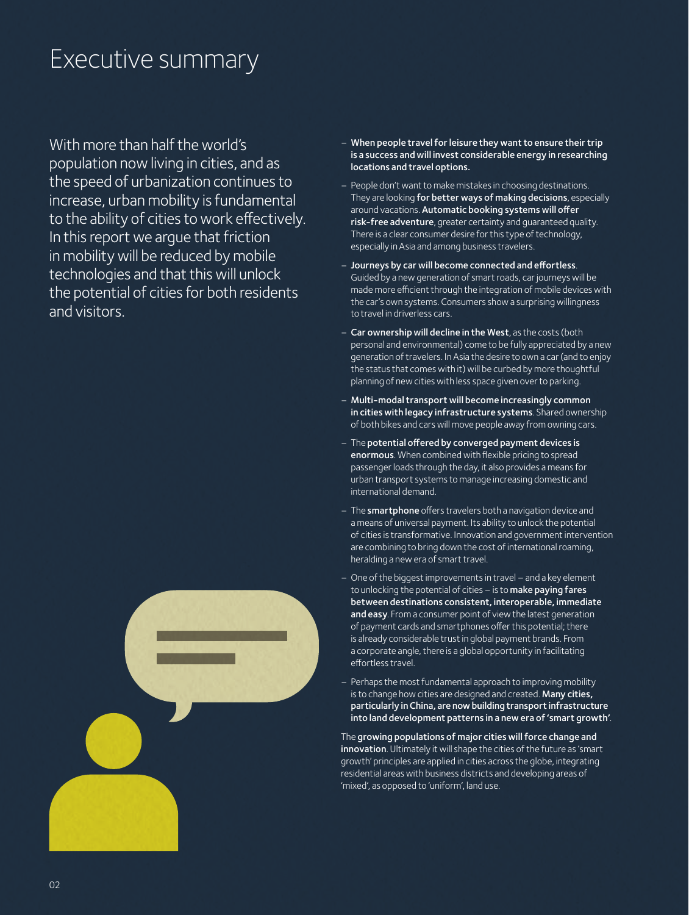# Executive summary

With more than half the world's population now living in cities, and as the speed of urbanization continues to increase, urban mobility is fundamental to the ability of cities to work effectively. In this report we argue that friction in mobility will be reduced by mobile technologies and that this will unlock the potential of cities for both residents and visitors.

- **When people travel for leisure they want to ensure their trip is a success and will invest considerable energy in researching locations and travel options.**
- People don't want to make mistakes in choosing destinations. They are looking **for better ways of making decisions**, especially around vacations. **Automatic booking systems will offer risk-free adventure**, greater certainty and guaranteed quality. There is a clear consumer desire for this type of technology, especially in Asia and among business travelers.
- **Journeys by car will become connected and effortless**. Guided by a new generation of smart roads, car journeys will be made more efficient through the integration of mobile devices with the car's own systems. Consumers show a surprising willingness to travel in driverless cars.
- **Car ownership will decline in the West**, as the costs (both personal and environmental) come to be fully appreciated by a new generation of travelers. In Asia the desire to own a car (and to enjoy the status that comes with it) will be curbed by more thoughtful planning of new cities with less space given over to parking.
- **Multi-modal transport will become increasingly common in cities with legacy infrastructure systems**. Shared ownership of both bikes and cars will move people away from owning cars.
- The **potential offered by converged payment devices is enormous**. When combined with flexible pricing to spread passenger loads through the day, it also provides a means for urban transport systems to manage increasing domestic and international demand.
- The **smartphone** offers travelers both a navigation device and a means of universal payment. Its ability to unlock the potential of cities is transformative. Innovation and government intervention are combining to bring down the cost of international roaming, heralding a new era of smart travel.
- One of the biggest improvements in travel – and a key element to unlocking the potential of cities – is to **make paying fares between destinations consistent, interoperable, immediate and easy**. From a consumer point of view the latest generation of payment cards and smartphones offer this potential; there is already considerable trust in global payment brands. From a corporate angle, there is a global opportunity in facilitating effortless travel.
- Perhaps the most fundamental approach to improving mobility is to change how cities are designed and created. **Many cities, particularly in China, are now building transport infrastructure into land development patterns in a new era of 'smart growth'**.

The **growing populations of major cities will force change and innovation**. Ultimately it will shape the cities of the future as 'smart growth' principles are applied in cities across the globe, integrating residential areas with business districts and developing areas of 'mixed', as opposed to 'uniform', land use.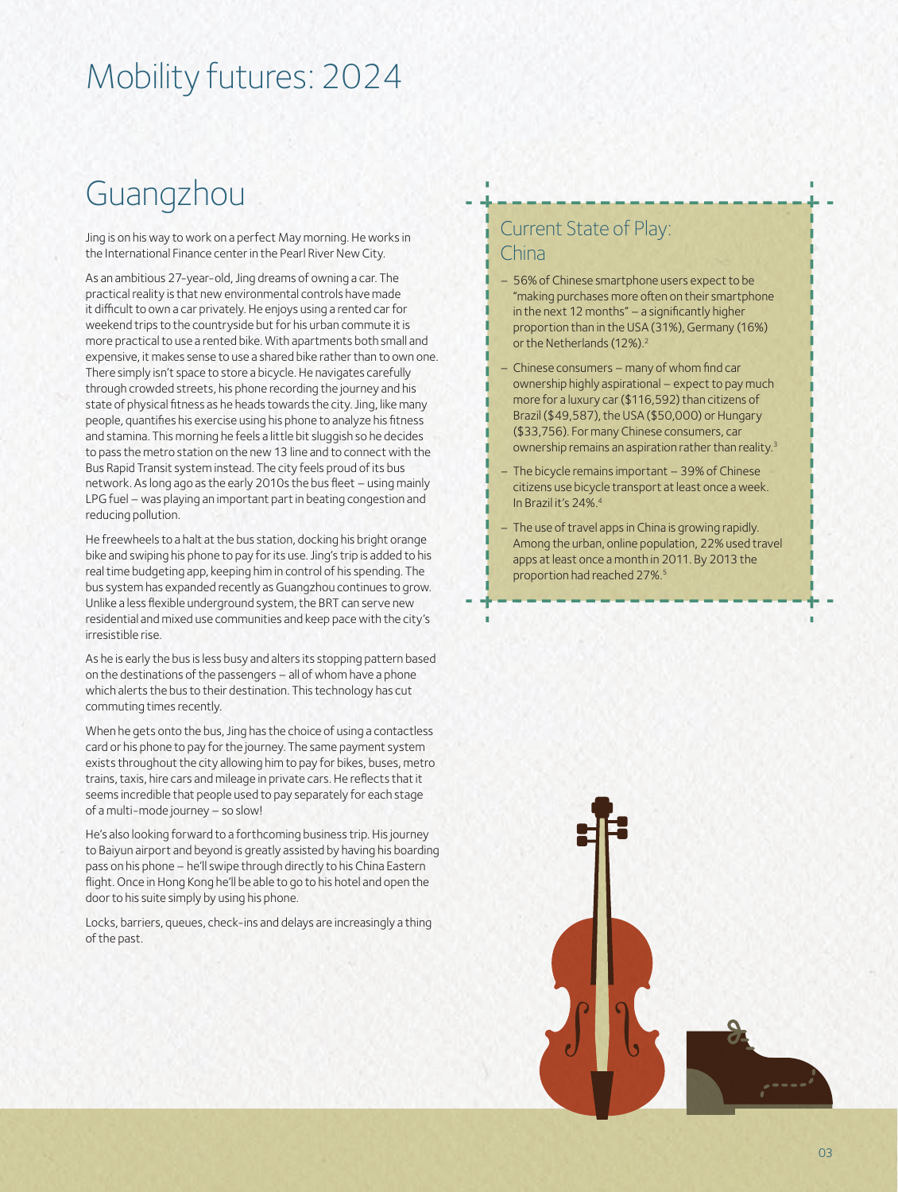# Mobility futures: 2024

## Guangzhou

Jing is on his way to work on a perfect May morning. He works in the International Finance center in the Pearl River New City.

As an ambitious 27-year-old, Jing dreams of owning a car. The practical reality is that new environmental controls have made it difficult to own a car privately. He enjoys using a rented car for weekend trips to the countryside but for his urban commute it is more practical to use a rented bike. With apartments both small and expensive, it makes sense to use a shared bike rather than to own one. There simply isn't space to store a bicycle. He navigates carefully through crowded streets, his phone recording the journey and his state of physical fitness as he heads towards the city. Jing, like many people, quantifies his exercise using his phone to analyze his fitness and stamina. This morning he feels a little bit sluggish so he decides to pass the metro station on the new 13 line and to connect with the Bus Rapid Transit system instead. The city feels proud of its bus network. As long ago as the early 2010s the bus fleet – using mainly LPG fuel – was playing an important part in beating congestion and reducing pollution.

He freewheels to a halt at the bus station, docking his bright orange bike and swiping his phone to pay for its use. Jing's trip is added to his real time budgeting app, keeping him in control of his spending. The bus system has expanded recently as Guangzhou continues to grow. Unlike a less flexible underground system, the BRT can serve new residential and mixed use communities and keep pace with the city's irresistible rise.

As he is early the bus is less busy and alters its stopping pattern based on the destinations of the passengers – all of whom have a phone which alerts the bus to their destination. This technology has cut commuting times recently.

When he gets onto the bus, Jing has the choice of using a contactless card or his phone to pay for the journey. The same payment system exists throughout the city allowing him to pay for bikes, buses, metro trains, taxis, hire cars and mileage in private cars. He reflects that it seems incredible that people used to pay separately for each stage of a multi-mode journey – so slow!

He's also looking forward to a forthcoming business trip. His journey to Baiyun airport and beyond is greatly assisted by having his boarding pass on his phone – he'll swipe through directly to his China Eastern flight. Once in Hong Kong he'll be able to go to his hotel and open the door to his suite simply by using his phone.

Locks, barriers, queues, check-ins and delays are increasingly a thing of the past.

### Current State of Play: China

- 56% of Chinese smartphone users expect to be "making purchases more often on their smartphone in the next 12 months" – a significantly higher proportion than in the USA (31%), Germany (16%) or the Netherlands (12%).[2]
- Chinese consumers – many of whom find car ownership highly aspirational – expect to pay much more for a luxury car ($116,592) than citizens of Brazil ($49,587), the USA ($50,000) or Hungary ($33,756). For many Chinese consumers, car ownership remains an aspiration rather than reality.[3]
- The bicycle remains important – 39% of Chinese citizens use bicycle transport at least once a week. In Brazil it's 24%.[4]
- The use of travel apps in China is growing rapidly. Among the urban, online population, 22% used travel apps at least once a month in 2011. By 2013 the proportion had reached 27%.[5]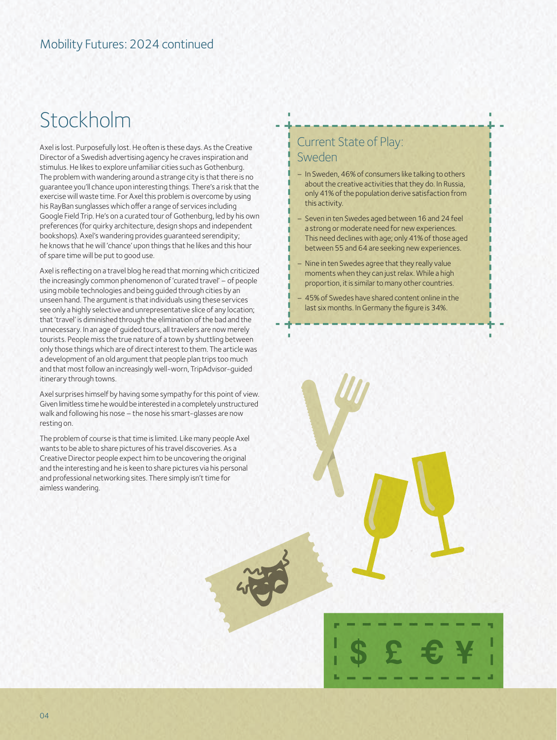# Stockholm

Axel is lost. Purposefully lost. He often is these days. As the Creative Director of a Swedish advertising agency he craves inspiration and stimulus. He likes to explore unfamiliar cities such as Gothenburg. The problem with wandering around a strange city is that there is no guarantee you'll chance upon interesting things. There's a risk that the exercise will waste time. For Axel this problem is overcome by using his RayBan sunglasses which offer a range of services including Google Field Trip. He's on a curated tour of Gothenburg, led by his own preferences (for quirky architecture, design shops and independent bookshops). Axel's wandering provides guaranteed serendipity; he knows that he will 'chance' upon things that he likes and this hour of spare time will be put to good use.

Axel is reflecting on a travel blog he read that morning which criticized the increasingly common phenomenon of 'curated travel' – of people using mobile technologies and being guided through cities by an unseen hand. The argument is that individuals using these services see only a highly selective and unrepresentative slice of any location; that 'travel' is diminished through the elimination of the bad and the unnecessary. In an age of guided tours, all travelers are now merely tourists. People miss the true nature of a town by shuttling between only those things which are of direct interest to them. The article was a development of an old argument that people plan trips too much and that most follow an increasingly well-worn, TripAdvisor-guided itinerary through towns.

Axel surprises himself by having some sympathy for this point of view. Given limitless time he would be interested in a completely unstructured walk and following his nose – the nose his smart-glasses are now resting on.

The problem of course is that time is limited. Like many people Axel wants to be able to share pictures of his travel discoveries. As a Creative Director people expect him to be uncovering the original and the interesting and he is keen to share pictures via his personal and professional networking sites. There simply isn't time for aimless wandering.

## Current State of Play: Sweden

- In Sweden, 46% of consumers like talking to others about the creative activities that they do. In Russia, only 41% of the population derive satisfaction from this activity.
- Seven in ten Swedes aged between 16 and 24 feel a strong or moderate need for new experiences. This need declines with age; only 41% of those aged between 55 and 64 are seeking new experiences.
- Nine in ten Swedes agree that they really value moments when they can just relax. While a high proportion, it is similar to many other countries.
- 45% of Swedes have shared content online in the last six months. In Germany the figure is 34%.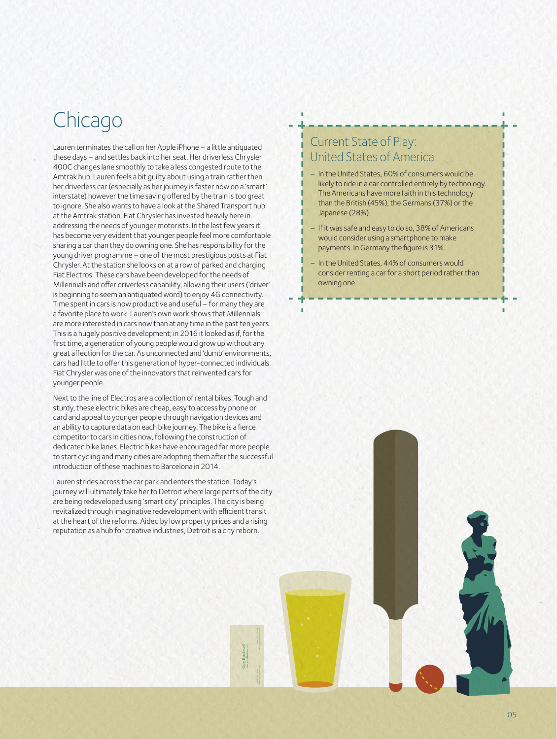# Chicago

Lauren terminates the call on her Apple iPhone – a little antiquated these days – and settles back into her seat. Her driverless Chrysler 400C changes lane smoothly to take a less congested route to the Amtrak hub. Lauren feels a bit guilty about using a train rather then her driverless car (especially as her journey is faster now on a 'smart' interstate) however the time saving offered by the train is too great to ignore. She also wants to have a look at the Shared Transport hub at the Amtrak station. Fiat Chrysler has invested heavily here in addressing the needs of younger motorists. In the last few years it has become very evident that younger people feel more comfortable sharing a car than they do owning one. She has responsibility for the young driver programme – one of the most prestigious posts at Fiat Chrysler. At the station she looks on at a row of parked and charging Fiat Electros. These cars have been developed for the needs of Millennials and offer driverless capability, allowing their users ('driver' is beginning to seem an antiquated word) to enjoy 4G connectivity. Time spent in cars is now productive and useful – for many they are a favorite place to work. Lauren's own work shows that Millennials are more interested in cars now than at any time in the past ten years. This is a hugely positive development; in 2016 it looked as if, for the first time, a generation of young people would grow up without any great affection for the car. As unconnected and 'dumb' environments, cars had little to offer this generation of hyper-connected individuals. Fiat Chrysler was one of the innovators that reinvented cars for younger people.

Next to the line of Electros are a collection of rental bikes. Tough and sturdy, these electric bikes are cheap, easy to access by phone or card and appeal to younger people through navigation devices and an ability to capture data on each bike journey. The bike is a fierce competitor to cars in cities now, following the construction of dedicated bike lanes. Electric bikes have encouraged far more people to start cycling and many cities are adopting them after the successful introduction of these machines to Barcelona in 2014.

Lauren strides across the car park and enters the station. Today's journey will ultimately take her to Detroit where large parts of the city are being redeveloped using 'smart city' principles. The city is being revitalized through imaginative redevelopment with efficient transit at the heart of the reforms. Aided by low property prices and a rising reputation as a hub for creative industries, Detroit is a city reborn.

## Current State of Play: United States of America

- In the United States, 60% of consumers would be likely to ride in a car controlled entirely by technology. The Americans have more faith in this technology than the British (45%), the Germans (37%) or the Japanese (28%).
- If it was safe and easy to do so, 38% of Americans would consider using a smartphone to make payments. In Germany the figure is 31%.
- In the United States, 44% of consumers would consider renting a car for a short period rather than owning one.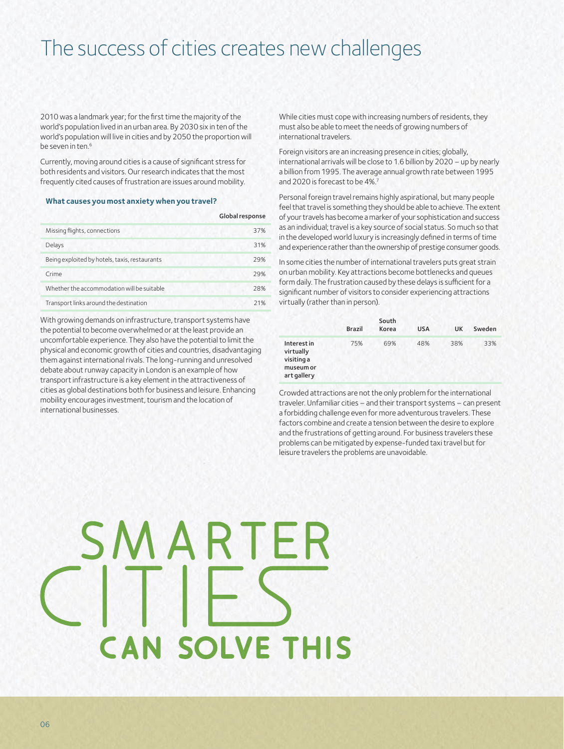# The success of cities creates new challenges

2010 was a landmark year; for the first time the majority of the world's population lived in an urban area. By 2030 six in ten of the world's population will live in cities and by 2050 the proportion will be seven in ten.[6]

Currently, moving around cities is a cause of significant stress for both residents and visitors. Our research indicates that the most frequently cited causes of frustration are issues around mobility.

**What causes you most anxiety when you travel?**

| | Global response |
|---|---|
| Missing flights, connections | 37% |
| Delays | 31% |
| Being exploited by hotels, taxis, restaurants | 29% |
| Crime | 29% |
| Whether the accommodation will be suitable | 28% |
| Transport links around the destination | 21% |

With growing demands on infrastructure, transport systems have the potential to become overwhelmed or at the least provide an uncomfortable experience. They also have the potential to limit the physical and economic growth of cities and countries, disadvantaging them against international rivals. The long-running and unresolved debate about runway capacity in London is an example of how transport infrastructure is a key element in the attractiveness of cities as global destinations both for business and leisure. Enhancing mobility encourages investment, tourism and the location of international businesses.

While cities must cope with increasing numbers of residents, they must also be able to meet the needs of growing numbers of international travelers.

Foreign visitors are an increasing presence in cities; globally, international arrivals will be close to 1.6 billion by 2020 – up by nearly a billion from 1995. The average annual growth rate between 1995 and 2020 is forecast to be 4%.[7]

Personal foreign travel remains highly aspirational, but many people feel that travel is something they should be able to achieve. The extent of your travels has become a marker of your sophistication and success as an individual; travel is a key source of social status. So much so that in the developed world luxury is increasingly defined in terms of time and experience rather than the ownership of prestige consumer goods.

In some cities the number of international travelers puts great strain on urban mobility. Key attractions become bottlenecks and queues form daily. The frustration caused by these delays is sufficient for a significant number of visitors to consider experiencing attractions virtually (rather than in person).

| | Brazil | South Korea | USA | UK | Sweden |
|---|---|---|---|---|---|
| **Interest in virtually visiting a museum or art gallery** | 75% | 69% | 48% | 38% | 33% |

Crowded attractions are not the only problem for the international traveler. Unfamiliar cities – and their transport systems – can present a forbidding challenge even for more adventurous travelers. These factors combine and create a tension between the desire to explore and the frustrations of getting around. For business travelers these problems can be mitigated by expense-funded taxi travel but for leisure travelers the problems are unavoidable.

SMARTER CITIES CAN SOLVE THIS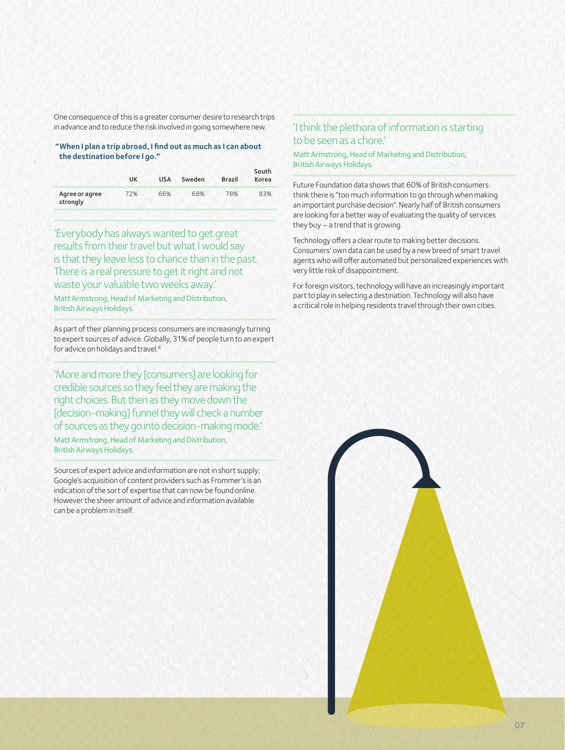One consequence of this is a greater consumer desire to research trips in advance and to reduce the risk involved in going somewhere new.

**"When I plan a trip abroad, I find out as much as I can about the destination before I go."**

| | UK | USA | Sweden | Brazil | South Korea |
|---|---|---|---|---|---|
| Agree or agree strongly | 72% | 66% | 68% | 78% | 83% |

'Everybody has always wanted to get great results from their travel but what I would say is that they leave less to chance than in the past. There is a real pressure to get it right and not waste your valuable two weeks away.'

Matt Armstrong, Head of Marketing and Distribution, British Airways Holidays.

As part of their planning process consumers are increasingly turning to expert sources of advice. Globally, 31% of people turn to an expert for advice on holidays and travel.[8]

'More and more they [consumers] are looking for credible sources so they feel they are making the right choices. But then as they move down the [decision-making] funnel they will check a number of sources as they go into decision-making mode.'

Matt Armstrong, Head of Marketing and Distribution, British Airways Holidays.

Sources of expert advice and information are not in short supply; Google's acquisition of content providers such as Frommer's is an indication of the sort of expertise that can now be found online. However the sheer amount of advice and information available can be a problem in itself.

'I think the plethora of information is starting to be seen as a chore.'

Matt Armstrong, Head of Marketing and Distribution, British Airways Holidays.

Future Foundation data shows that 60% of British consumers think there is "too much information to go through when making an important purchase decision". Nearly half of British consumers are looking for a better way of evaluating the quality of services they buy – a trend that is growing.

Technology offers a clear route to making better decisions. Consumers' own data can be used by a new breed of smart travel agents who will offer automated but personalized experiences with very little risk of disappointment.

For foreign visitors, technology will have an increasingly important part to play in selecting a destination. Technology will also have a critical role in helping residents travel through their own cities.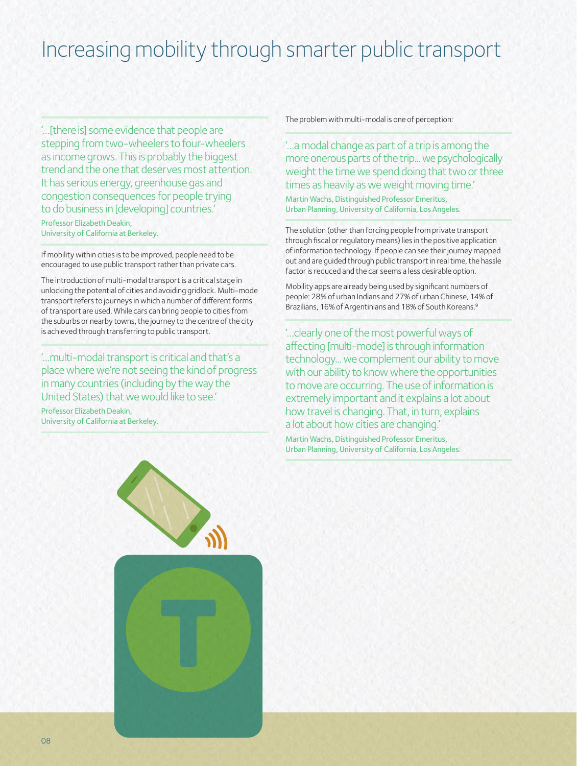# Increasing mobility through smarter public transport

'...[there is] some evidence that people are stepping from two-wheelers to four-wheelers as income grows. This is probably the biggest trend and the one that deserves most attention. It has serious energy, greenhouse gas and congestion consequences for people trying to do business in [developing] countries.'

Professor Elizabeth Deakin,
University of California at Berkeley.

If mobility within cities is to be improved, people need to be encouraged to use public transport rather than private cars.

The introduction of multi-modal transport is a critical stage in unlocking the potential of cities and avoiding gridlock. Multi-mode transport refers to journeys in which a number of different forms of transport are used. While cars can bring people to cities from the suburbs or nearby towns, the journey to the centre of the city is achieved through transferring to public transport.

'...multi-modal transport is critical and that's a place where we're not seeing the kind of progress in many countries (including by the way the United States) that we would like to see.'

Professor Elizabeth Deakin,
University of California at Berkeley.

The problem with multi-modal is one of perception:

'...a modal change as part of a trip is among the more onerous parts of the trip... we psychologically weight the time we spend doing that two or three times as heavily as we weight moving time.'

Martin Wachs, Distinguished Professor Emeritus,
Urban Planning, University of California, Los Angeles.

The solution (other than forcing people from private transport through fiscal or regulatory means) lies in the positive application of information technology. If people can see their journey mapped out and are guided through public transport in real time, the hassle factor is reduced and the car seems a less desirable option.

Mobility apps are already being used by significant numbers of people: 28% of urban Indians and 27% of urban Chinese, 14% of Brazilians, 16% of Argentinians and 18% of South Koreans.[9]

'...clearly one of the most powerful ways of affecting [multi-mode] is through information technology... we complement our ability to move with our ability to know where the opportunities to move are occurring. The use of information is extremely important and it explains a lot about how travel is changing. That, in turn, explains a lot about how cities are changing.'

Martin Wachs, Distinguished Professor Emeritus,
Urban Planning, University of California, Los Angeles.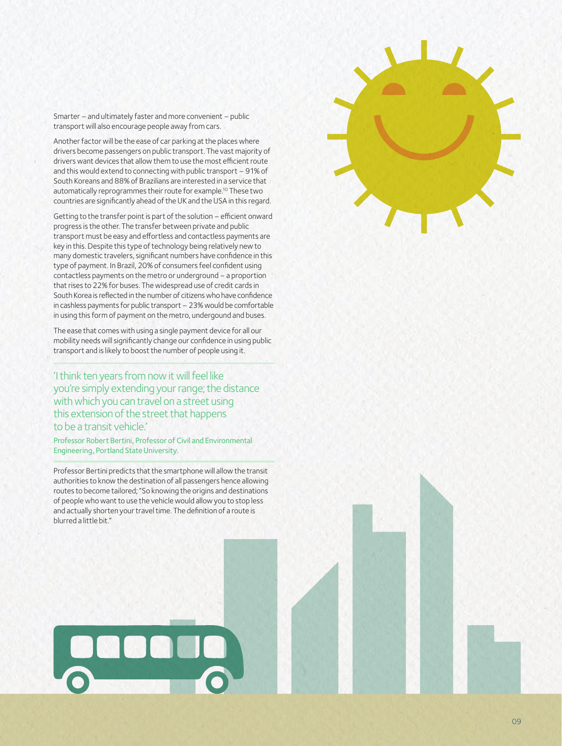Smarter – and ultimately faster and more convenient – public transport will also encourage people away from cars.

Another factor will be the ease of car parking at the places where drivers become passengers on public transport. The vast majority of drivers want devices that allow them to use the most efficient route and this would extend to connecting with public transport – 91% of South Koreans and 88% of Brazilians are interested in a service that automatically reprogrammes their route for example.[10] These two countries are significantly ahead of the UK and the USA in this regard.

Getting to the transfer point is part of the solution – efficient onward progress is the other. The transfer between private and public transport must be easy and effortless and contactless payments are key in this. Despite this type of technology being relatively new to many domestic travelers, significant numbers have confidence in this type of payment. In Brazil, 20% of consumers feel confident using contactless payments on the metro or underground – a proportion that rises to 22% for buses. The widespread use of credit cards in South Korea is reflected in the number of citizens who have confidence in cashless payments for public transport – 23% would be comfortable in using this form of payment on the metro, undergound and buses.

The ease that comes with using a single payment device for all our mobility needs will significantly change our confidence in using public transport and is likely to boost the number of people using it.

> 'I think ten years from now it will feel like you're simply extending your range; the distance with which you can travel on a street using this extension of the street that happens to be a transit vehicle.'
>
> Professor Robert Bertini, Professor of Civil and Environmental Engineering, Portland State University.

Professor Bertini predicts that the smartphone will allow the transit authorities to know the destination of all passengers hence allowing routes to become tailored; "So knowing the origins and destinations of people who want to use the vehicle would allow you to stop less and actually shorten your travel time. The definition of a route is blurred a little bit."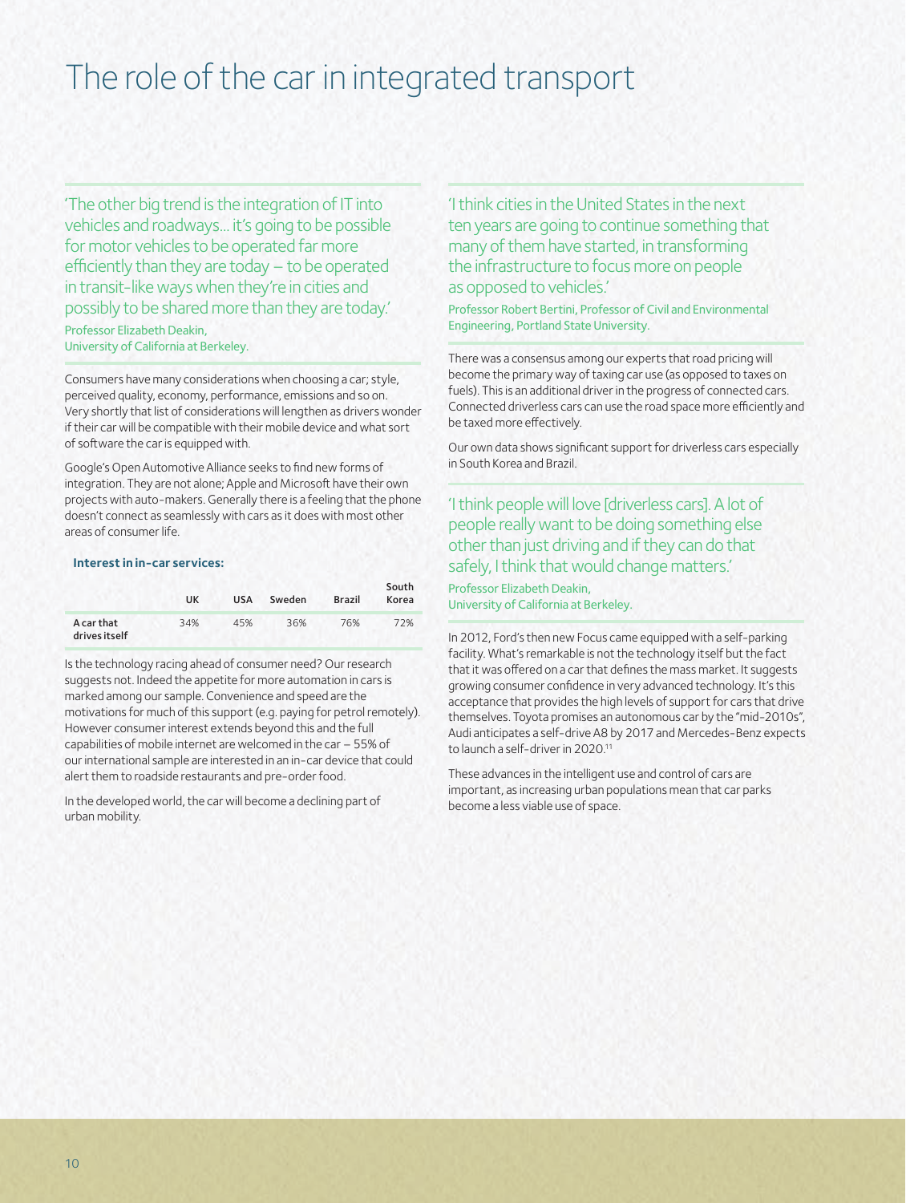# The role of the car in integrated transport

'The other big trend is the integration of IT into vehicles and roadways... it's going to be possible for motor vehicles to be operated far more efficiently than they are today – to be operated in transit-like ways when they're in cities and possibly to be shared more than they are today.'

Professor Elizabeth Deakin, University of California at Berkeley.

Consumers have many considerations when choosing a car; style, perceived quality, economy, performance, emissions and so on. Very shortly that list of considerations will lengthen as drivers wonder if their car will be compatible with their mobile device and what sort of software the car is equipped with.

Google's Open Automotive Alliance seeks to find new forms of integration. They are not alone; Apple and Microsoft have their own projects with auto-makers. Generally there is a feeling that the phone doesn't connect as seamlessly with cars as it does with most other areas of consumer life.

**Interest in in-car services:**

| | UK | USA | Sweden | Brazil | South Korea |
|---|---|---|---|---|---|
| **A car that drives itself** | 34% | 45% | 36% | 76% | 72% |

Is the technology racing ahead of consumer need? Our research suggests not. Indeed the appetite for more automation in cars is marked among our sample. Convenience and speed are the motivations for much of this support (e.g. paying for petrol remotely). However consumer interest extends beyond this and the full capabilities of mobile internet are welcomed in the car – 55% of our international sample are interested in an in-car device that could alert them to roadside restaurants and pre-order food.

In the developed world, the car will become a declining part of urban mobility.

'I think cities in the United States in the next ten years are going to continue something that many of them have started, in transforming the infrastructure to focus more on people as opposed to vehicles.'

Professor Robert Bertini, Professor of Civil and Environmental Engineering, Portland State University.

There was a consensus among our experts that road pricing will become the primary way of taxing car use (as opposed to taxes on fuels). This is an additional driver in the progress of connected cars. Connected driverless cars can use the road space more efficiently and be taxed more effectively.

Our own data shows significant support for driverless cars especially in South Korea and Brazil.

'I think people will love [driverless cars]. A lot of people really want to be doing something else other than just driving and if they can do that safely, I think that would change matters.'

Professor Elizabeth Deakin, University of California at Berkeley.

In 2012, Ford's then new Focus came equipped with a self-parking facility. What's remarkable is not the technology itself but the fact that it was offered on a car that defines the mass market. It suggests growing consumer confidence in very advanced technology. It's this acceptance that provides the high levels of support for cars that drive themselves. Toyota promises an autonomous car by the "mid-2010s", Audi anticipates a self-drive A8 by 2017 and Mercedes-Benz expects to launch a self-driver in 2020.[11]

These advances in the intelligent use and control of cars are important, as increasing urban populations mean that car parks become a less viable use of space.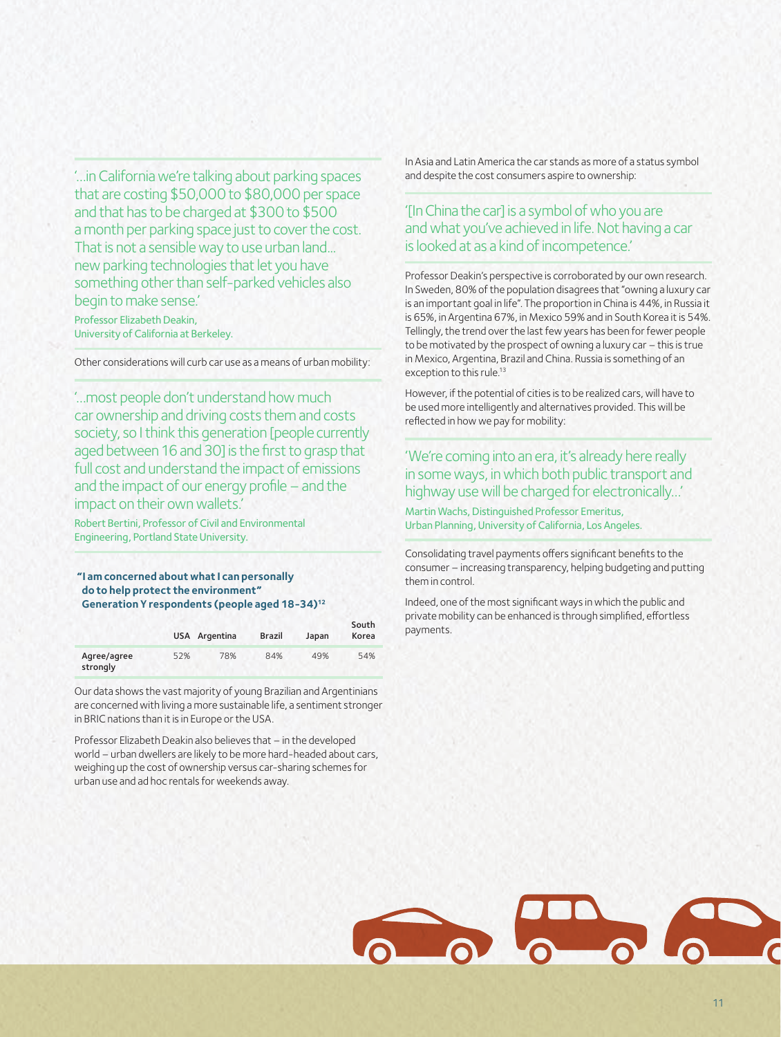'...in California we're talking about parking spaces that are costing $50,000 to $80,000 per space and that has to be charged at $300 to $500 a month per parking space just to cover the cost. That is not a sensible way to use urban land... new parking technologies that let you have something other than self-parked vehicles also begin to make sense.'

Professor Elizabeth Deakin,
University of California at Berkeley.

Other considerations will curb car use as a means of urban mobility:

'...most people don't understand how much car ownership and driving costs them and costs society, so I think this generation [people currently aged between 16 and 30] is the first to grasp that full cost and understand the impact of emissions and the impact of our energy profile – and the impact on their own wallets.'

Robert Bertini, Professor of Civil and Environmental Engineering, Portland State University.

**"I am concerned about what I can personally do to help protect the environment"**
**Generation Y respondents (people aged 18-34)[12]**

| | USA | Argentina | Brazil | Japan | South Korea |
|---|---|---|---|---|---|
| Agree/agree strongly | 52% | 78% | 84% | 49% | 54% |

Our data shows the vast majority of young Brazilian and Argentinians are concerned with living a more sustainable life, a sentiment stronger in BRIC nations than it is in Europe or the USA.

Professor Elizabeth Deakin also believes that – in the developed world – urban dwellers are likely to be more hard-headed about cars, weighing up the cost of ownership versus car-sharing schemes for urban use and ad hoc rentals for weekends away.

In Asia and Latin America the car stands as more of a status symbol and despite the cost consumers aspire to ownership:

'[In China the car] is a symbol of who you are and what you've achieved in life. Not having a car is looked at as a kind of incompetence.'

Professor Deakin's perspective is corroborated by our own research. In Sweden, 80% of the population disagrees that "owning a luxury car is an important goal in life". The proportion in China is 44%, in Russia it is 65%, in Argentina 67%, in Mexico 59% and in South Korea it is 54%. Tellingly, the trend over the last few years has been for fewer people to be motivated by the prospect of owning a luxury car – this is true in Mexico, Argentina, Brazil and China. Russia is something of an exception to this rule.[13]

However, if the potential of cities is to be realized cars, will have to be used more intelligently and alternatives provided. This will be reflected in how we pay for mobility:

'We're coming into an era, it's already here really in some ways, in which both public transport and highway use will be charged for electronically...'

Martin Wachs, Distinguished Professor Emeritus,
Urban Planning, University of California, Los Angeles.

Consolidating travel payments offers significant benefits to the consumer – increasing transparency, helping budgeting and putting them in control.

Indeed, one of the most significant ways in which the public and private mobility can be enhanced is through simplified, effortless payments.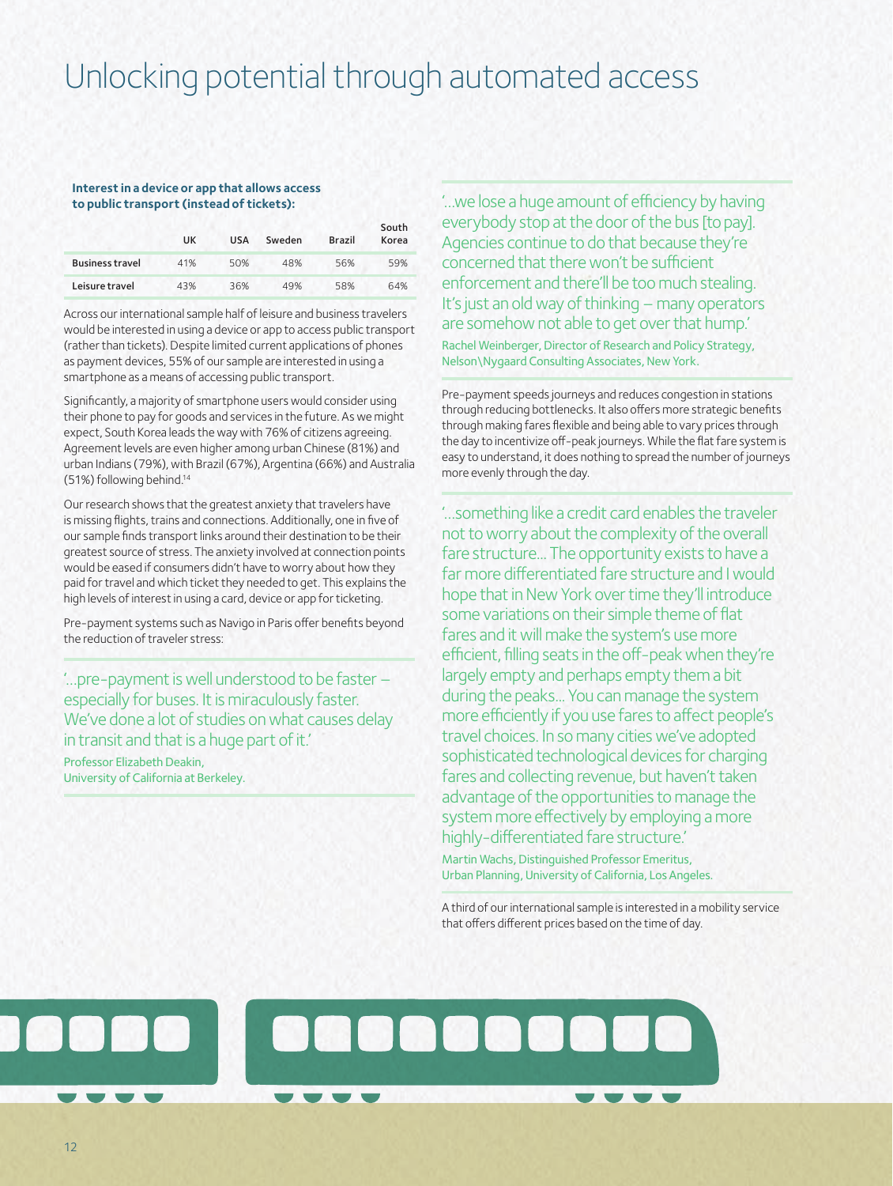# Unlocking potential through automated access

**Interest in a device or app that allows access to public transport (instead of tickets):**

| | UK | USA | Sweden | Brazil | South Korea |
|---|---|---|---|---|---|
| **Business travel** | 41% | 50% | 48% | 56% | 59% |
| **Leisure travel** | 43% | 36% | 49% | 58% | 64% |

Across our international sample half of leisure and business travelers would be interested in using a device or app to access public transport (rather than tickets). Despite limited current applications of phones as payment devices, 55% of our sample are interested in using a smartphone as a means of accessing public transport.

Significantly, a majority of smartphone users would consider using their phone to pay for goods and services in the future. As we might expect, South Korea leads the way with 76% of citizens agreeing. Agreement levels are even higher among urban Chinese (81%) and urban Indians (79%), with Brazil (67%), Argentina (66%) and Australia (51%) following behind.[14]

Our research shows that the greatest anxiety that travelers have is missing flights, trains and connections. Additionally, one in five of our sample finds transport links around their destination to be their greatest source of stress. The anxiety involved at connection points would be eased if consumers didn't have to worry about how they paid for travel and which ticket they needed to get. This explains the high levels of interest in using a card, device or app for ticketing.

Pre-payment systems such as Navigo in Paris offer benefits beyond the reduction of traveler stress:

> '...pre-payment is well understood to be faster – especially for buses. It is miraculously faster. We've done a lot of studies on what causes delay in transit and that is a huge part of it.'
>
> Professor Elizabeth Deakin, University of California at Berkeley.

> '...we lose a huge amount of efficiency by having everybody stop at the door of the bus [to pay]. Agencies continue to do that because they're concerned that there won't be sufficient enforcement and there'll be too much stealing. It's just an old way of thinking – many operators are somehow not able to get over that hump.'
>
> Rachel Weinberger, Director of Research and Policy Strategy, Nelson\Nygaard Consulting Associates, New York.

Pre-payment speeds journeys and reduces congestion in stations through reducing bottlenecks. It also offers more strategic benefits through making fares flexible and being able to vary prices through the day to incentivize off-peak journeys. While the flat fare system is easy to understand, it does nothing to spread the number of journeys more evenly through the day.

> '...something like a credit card enables the traveler not to worry about the complexity of the overall fare structure... The opportunity exists to have a far more differentiated fare structure and I would hope that in New York over time they'll introduce some variations on their simple theme of flat fares and it will make the system's use more efficient, filling seats in the off-peak when they're largely empty and perhaps empty them a bit during the peaks... You can manage the system more efficiently if you use fares to affect people's travel choices. In so many cities we've adopted sophisticated technological devices for charging fares and collecting revenue, but haven't taken advantage of the opportunities to manage the system more effectively by employing a more highly-differentiated fare structure.'
>
> Martin Wachs, Distinguished Professor Emeritus, Urban Planning, University of California, Los Angeles.

A third of our international sample is interested in a mobility service that offers different prices based on the time of day.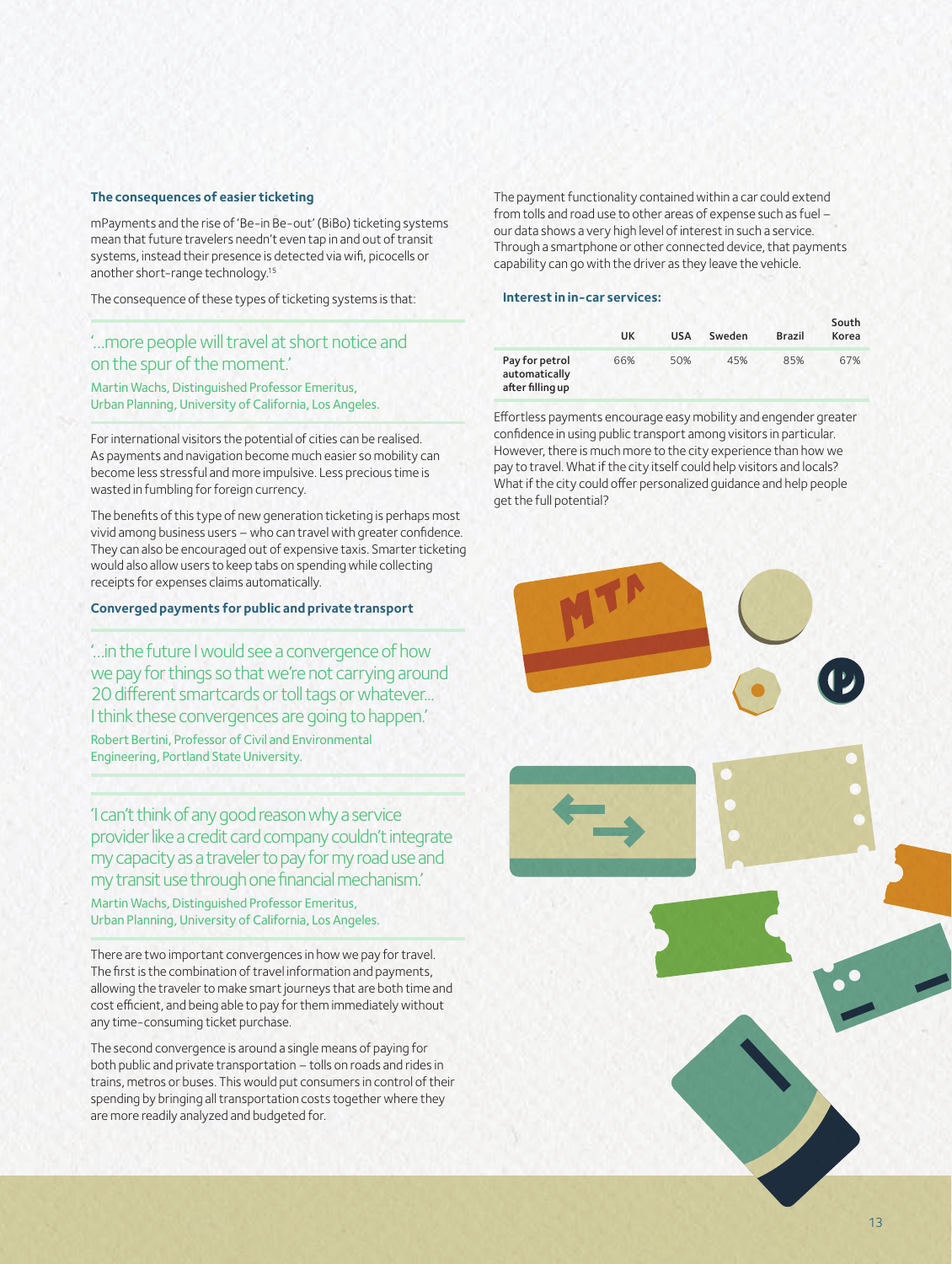### The consequences of easier ticketing

mPayments and the rise of 'Be-in Be-out' (BiBo) ticketing systems mean that future travelers needn't even tap in and out of transit systems, instead their presence is detected via wifi, picocells or another short-range technology.[15]

The consequence of these types of ticketing systems is that:

> '...more people will travel at short notice and on the spur of the moment.'
>
> Martin Wachs, Distinguished Professor Emeritus, Urban Planning, University of California, Los Angeles.

For international visitors the potential of cities can be realised. As payments and navigation become much easier so mobility can become less stressful and more impulsive. Less precious time is wasted in fumbling for foreign currency.

The benefits of this type of new generation ticketing is perhaps most vivid among business users – who can travel with greater confidence. They can also be encouraged out of expensive taxis. Smarter ticketing would also allow users to keep tabs on spending while collecting receipts for expenses claims automatically.

### Converged payments for public and private transport

> '...in the future I would see a convergence of how we pay for things so that we're not carrying around 20 different smartcards or toll tags or whatever... I think these convergences are going to happen.'
>
> Robert Bertini, Professor of Civil and Environmental Engineering, Portland State University.

> 'I can't think of any good reason why a service provider like a credit card company couldn't integrate my capacity as a traveler to pay for my road use and my transit use through one financial mechanism.'
>
> Martin Wachs, Distinguished Professor Emeritus, Urban Planning, University of California, Los Angeles.

There are two important convergences in how we pay for travel. The first is the combination of travel information and payments, allowing the traveler to make smart journeys that are both time and cost efficient, and being able to pay for them immediately without any time-consuming ticket purchase.

The second convergence is around a single means of paying for both public and private transportation – tolls on roads and rides in trains, metros or buses. This would put consumers in control of their spending by bringing all transportation costs together where they are more readily analyzed and budgeted for.

The payment functionality contained within a car could extend from tolls and road use to other areas of expense such as fuel – our data shows a very high level of interest in such a service. Through a smartphone or other connected device, that payments capability can go with the driver as they leave the vehicle.

**Interest in in-car services:**

| | UK | USA | Sweden | Brazil | South Korea |
|---|---|---|---|---|---|
| Pay for petrol automatically after filling up | 66% | 50% | 45% | 85% | 67% |

Effortless payments encourage easy mobility and engender greater confidence in using public transport among visitors in particular. However, there is much more to the city experience than how we pay to travel. What if the city itself could help visitors and locals? What if the city could offer personalized guidance and help people get the full potential?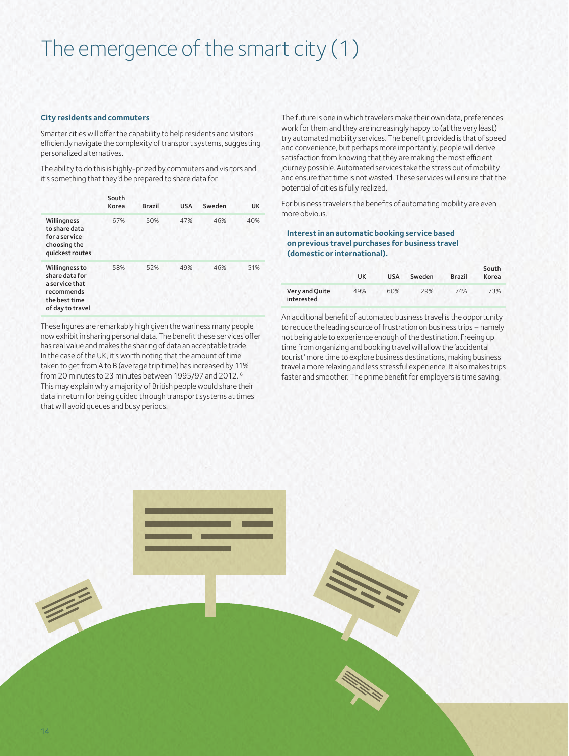# The emergence of the smart city (1)

### City residents and commuters

Smarter cities will offer the capability to help residents and visitors efficiently navigate the complexity of transport systems, suggesting personalized alternatives.

The ability to do this is highly-prized by commuters and visitors and it's something that they'd be prepared to share data for.

| | South Korea | Brazil | USA | Sweden | UK |
|---|---|---|---|---|---|
| Willingness to share data for a service choosing the quickest routes | 67% | 50% | 47% | 46% | 40% |
| Willingness to share data for a service that recommends the best time of day to travel | 58% | 52% | 49% | 46% | 51% |

These figures are remarkably high given the wariness many people now exhibit in sharing personal data. The benefit these services offer has real value and makes the sharing of data an acceptable trade. In the case of the UK, it's worth noting that the amount of time taken to get from A to B (average trip time) has increased by 11% from 20 minutes to 23 minutes between 1995/97 and 2012.[16] This may explain why a majority of British people would share their data in return for being guided through transport systems at times that will avoid queues and busy periods.

The future is one in which travelers make their own data, preferences work for them and they are increasingly happy to (at the very least) try automated mobility services. The benefit provided is that of speed and convenience, but perhaps more importantly, people will derive satisfaction from knowing that they are making the most efficient journey possible. Automated services take the stress out of mobility and ensure that time is not wasted. These services will ensure that the potential of cities is fully realized.

For business travelers the benefits of automating mobility are even more obvious.

**Interest in an automatic booking service based on previous travel purchases for business travel (domestic or international).**

| | UK | USA | Sweden | Brazil | South Korea |
|---|---|---|---|---|---|
| Very and Quite interested | 49% | 60% | 29% | 74% | 73% |

An additional benefit of automated business travel is the opportunity to reduce the leading source of frustration on business trips – namely not being able to experience enough of the destination. Freeing up time from organizing and booking travel will allow the 'accidental tourist' more time to explore business destinations, making business travel a more relaxing and less stressful experience. It also makes trips faster and smoother. The prime benefit for employers is time saving.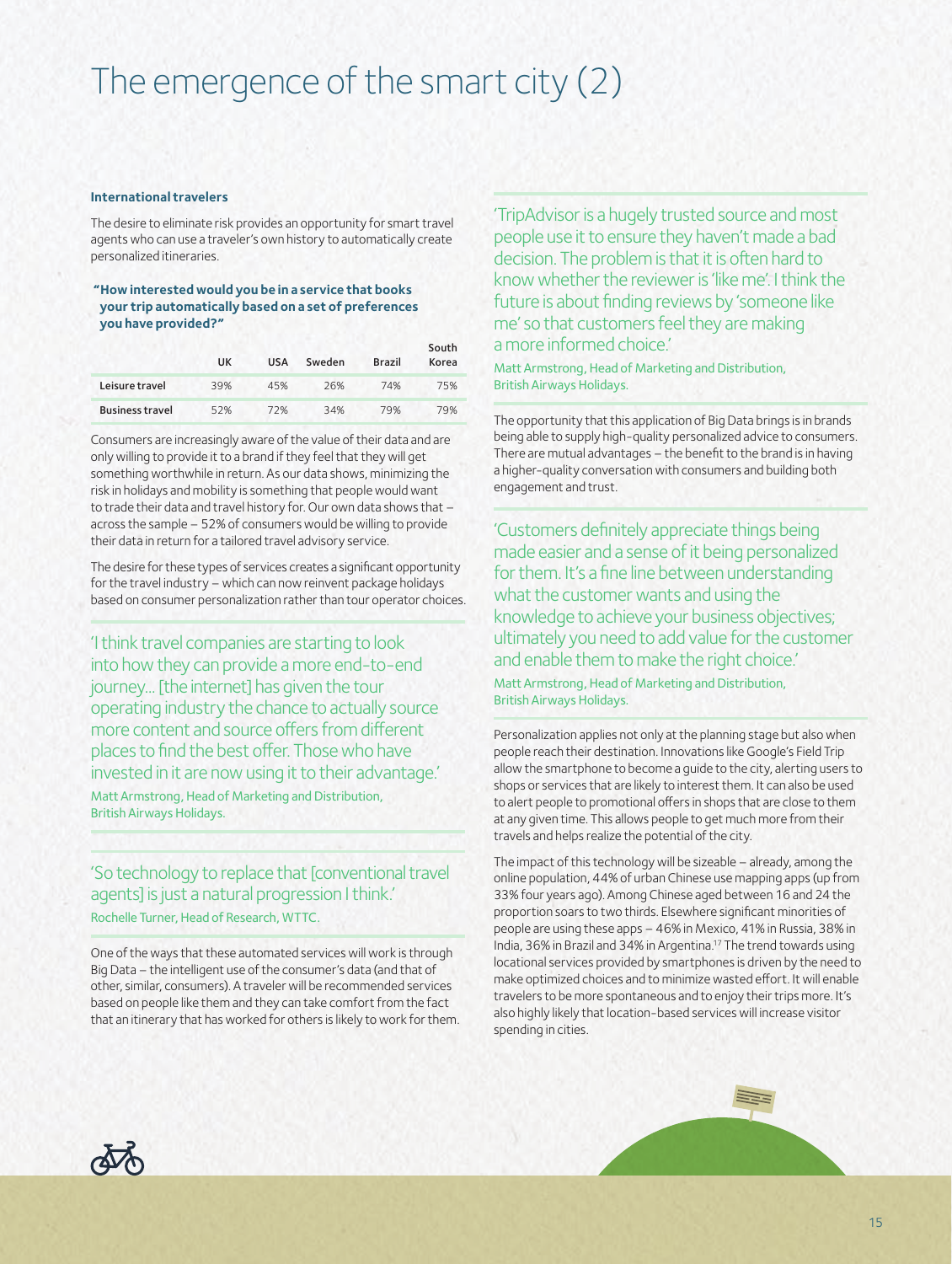# The emergence of the smart city (2)

**International travelers**

The desire to eliminate risk provides an opportunity for smart travel agents who can use a traveler's own history to automatically create personalized itineraries.

**"How interested would you be in a service that books your trip automatically based on a set of preferences you have provided?"**

| | UK | USA | Sweden | Brazil | South Korea |
|---|---|---|---|---|---|
| **Leisure travel** | 39% | 45% | 26% | 74% | 75% |
| **Business travel** | 52% | 72% | 34% | 79% | 79% |

Consumers are increasingly aware of the value of their data and are only willing to provide it to a brand if they feel that they will get something worthwhile in return. As our data shows, minimizing the risk in holidays and mobility is something that people would want to trade their data and travel history for. Our own data shows that – across the sample – 52% of consumers would be willing to provide their data in return for a tailored travel advisory service.

The desire for these types of services creates a significant opportunity for the travel industry – which can now reinvent package holidays based on consumer personalization rather than tour operator choices.

'I think travel companies are starting to look into how they can provide a more end-to-end journey... [the internet] has given the tour operating industry the chance to actually source more content and source offers from different places to find the best offer. Those who have invested in it are now using it to their advantage.'

Matt Armstrong, Head of Marketing and Distribution, British Airways Holidays.

'So technology to replace that [conventional travel agents] is just a natural progression I think.'

Rochelle Turner, Head of Research, WTTC.

One of the ways that these automated services will work is through Big Data – the intelligent use of the consumer's data (and that of other, similar, consumers). A traveler will be recommended services based on people like them and they can take comfort from the fact that an itinerary that has worked for others is likely to work for them.

'TripAdvisor is a hugely trusted source and most people use it to ensure they haven't made a bad decision. The problem is that it is often hard to know whether the reviewer is 'like me'. I think the future is about finding reviews by 'someone like me' so that customers feel they are making a more informed choice.'

Matt Armstrong, Head of Marketing and Distribution, British Airways Holidays.

The opportunity that this application of Big Data brings is in brands being able to supply high-quality personalized advice to consumers. There are mutual advantages – the benefit to the brand is in having a higher-quality conversation with consumers and building both engagement and trust.

'Customers definitely appreciate things being made easier and a sense of it being personalized for them. It's a fine line between understanding what the customer wants and using the knowledge to achieve your business objectives; ultimately you need to add value for the customer and enable them to make the right choice.'

Matt Armstrong, Head of Marketing and Distribution, British Airways Holidays.

Personalization applies not only at the planning stage but also when people reach their destination. Innovations like Google's Field Trip allow the smartphone to become a guide to the city, alerting users to shops or services that are likely to interest them. It can also be used to alert people to promotional offers in shops that are close to them at any given time. This allows people to get much more from their travels and helps realize the potential of the city.

The impact of this technology will be sizeable – already, among the online population, 44% of urban Chinese use mapping apps (up from 33% four years ago). Among Chinese aged between 16 and 24 the proportion soars to two thirds. Elsewhere significant minorities of people are using these apps – 46% in Mexico, 41% in Russia, 38% in India, 36% in Brazil and 34% in Argentina.[17] The trend towards using locational services provided by smartphones is driven by the need to make optimized choices and to minimize wasted effort. It will enable travelers to be more spontaneous and to enjoy their trips more. It's also highly likely that location-based services will increase visitor spending in cities.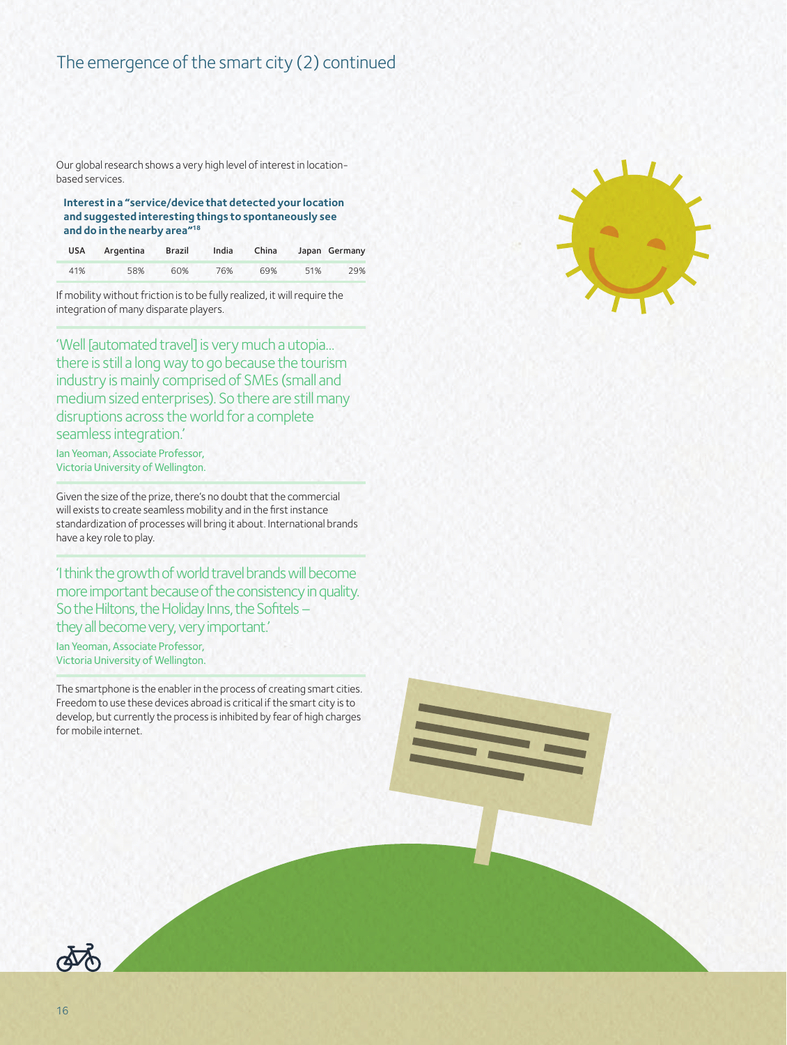## The emergence of the smart city (2) continued

Our global research shows a very high level of interest in location-based services.

**Interest in a "service/device that detected your location and suggested interesting things to spontaneously see and do in the nearby area"[18]**

| USA | Argentina | Brazil | India | China | Japan | Germany |
|---|---|---|---|---|---|---|
| 41% | 58% | 60% | 76% | 69% | 51% | 29% |

If mobility without friction is to be fully realized, it will require the integration of many disparate players.

> 'Well [automated travel] is very much a utopia… there is still a long way to go because the tourism industry is mainly comprised of SMEs (small and medium sized enterprises). So there are still many disruptions across the world for a complete seamless integration.'
>
> Ian Yeoman, Associate Professor, Victoria University of Wellington.

Given the size of the prize, there's no doubt that the commercial will exists to create seamless mobility and in the first instance standardization of processes will bring it about. International brands have a key role to play.

> 'I think the growth of world travel brands will become more important because of the consistency in quality. So the Hiltons, the Holiday Inns, the Sofitels – they all become very, very important.'
>
> Ian Yeoman, Associate Professor, Victoria University of Wellington.

The smartphone is the enabler in the process of creating smart cities. Freedom to use these devices abroad is critical if the smart city is to develop, but currently the process is inhibited by fear of high charges for mobile internet.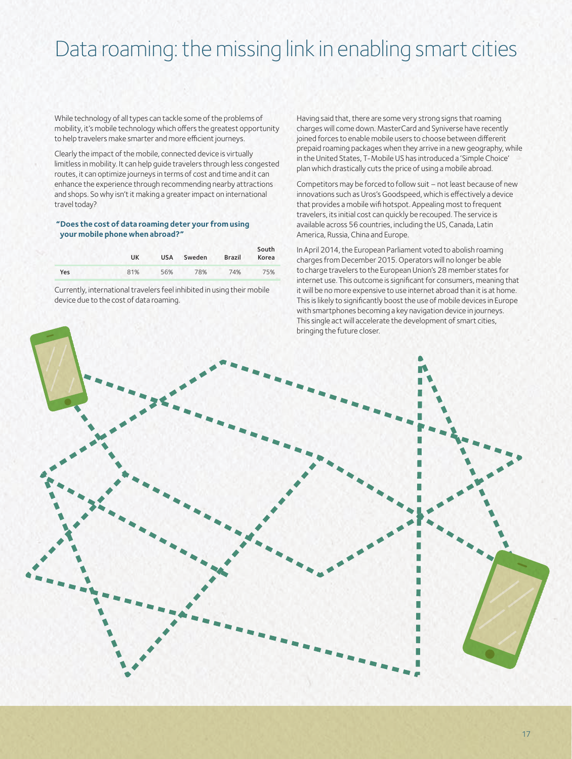# Data roaming: the missing link in enabling smart cities

While technology of all types can tackle some of the problems of mobility, it's mobile technology which offers the greatest opportunity to help travelers make smarter and more efficient journeys.

Clearly the impact of the mobile, connected device is virtually limitless in mobility. It can help guide travelers through less congested routes, it can optimize journeys in terms of cost and time and it can enhance the experience through recommending nearby attractions and shops. So why isn't it making a greater impact on international travel today?

**"Does the cost of data roaming deter your from using your mobile phone when abroad?"**

| | UK | USA | Sweden | Brazil | South Korea |
|---|---|---|---|---|---|
| Yes | 81% | 56% | 78% | 74% | 75% |

Currently, international travelers feel inhibited in using their mobile device due to the cost of data roaming.

Having said that, there are some very strong signs that roaming charges will come down. MasterCard and Syniverse have recently joined forces to enable mobile users to choose between different prepaid roaming packages when they arrive in a new geography, while in the United States, T-Mobile US has introduced a 'Simple Choice' plan which drastically cuts the price of using a mobile abroad.

Competitors may be forced to follow suit – not least because of new innovations such as Uros's Goodspeed, which is effectively a device that provides a mobile wifi hotspot. Appealing most to frequent travelers, its initial cost can quickly be recouped. The service is available across 56 countries, including the US, Canada, Latin America, Russia, China and Europe.

In April 2014, the European Parliament voted to abolish roaming charges from December 2015. Operators will no longer be able to charge travelers to the European Union's 28 member states for internet use. This outcome is significant for consumers, meaning that it will be no more expensive to use internet abroad than it is at home. This is likely to significantly boost the use of mobile devices in Europe with smartphones becoming a key navigation device in journeys. This single act will accelerate the development of smart cities, bringing the future closer.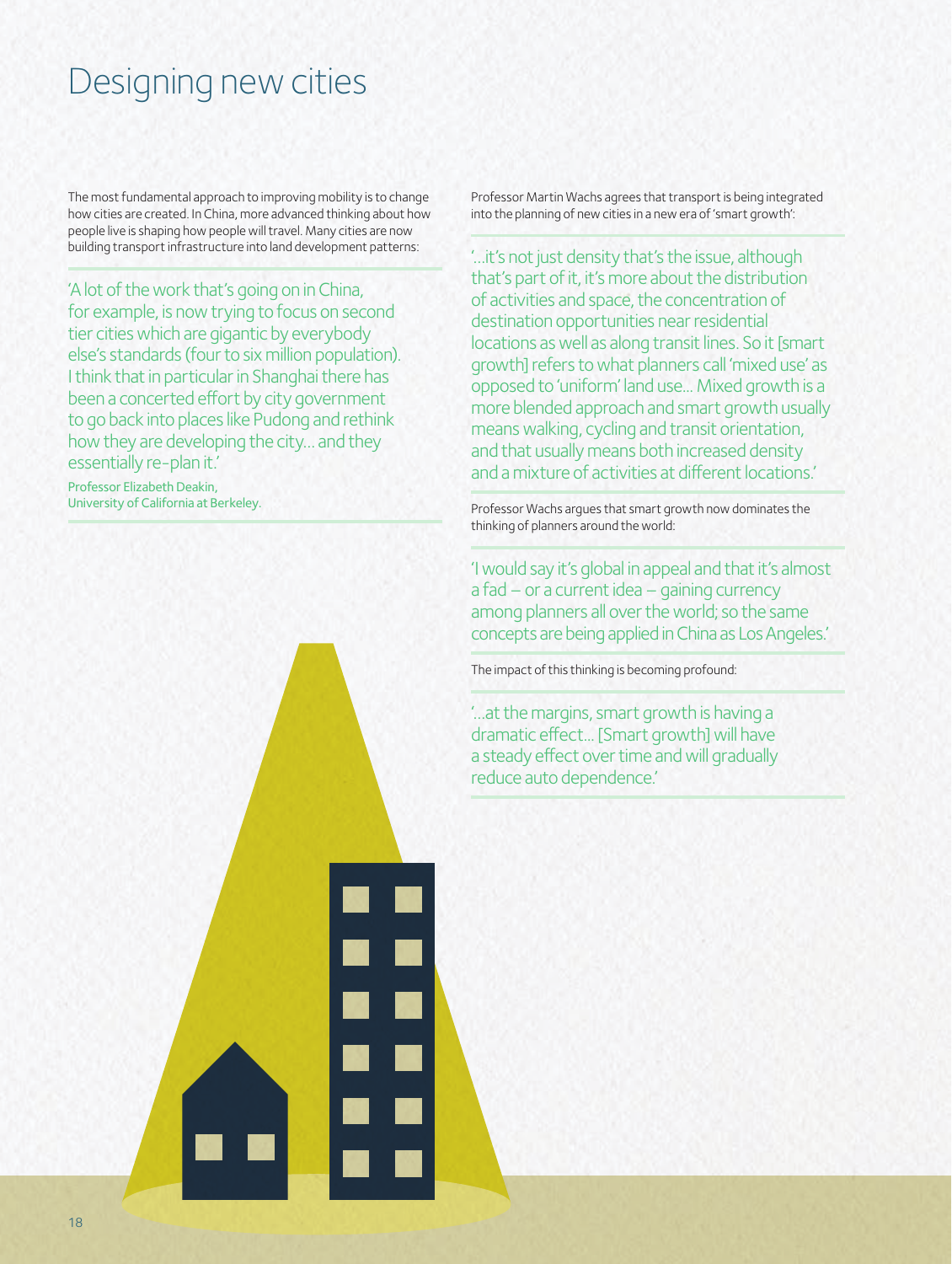# Designing new cities

The most fundamental approach to improving mobility is to change how cities are created. In China, more advanced thinking about how people live is shaping how people will travel. Many cities are now building transport infrastructure into land development patterns:

> 'A lot of the work that's going on in China, for example, is now trying to focus on second tier cities which are gigantic by everybody else's standards (four to six million population). I think that in particular in Shanghai there has been a concerted effort by city government to go back into places like Pudong and rethink how they are developing the city... and they essentially re-plan it.'
>
> Professor Elizabeth Deakin, University of California at Berkeley.

Professor Martin Wachs agrees that transport is being integrated into the planning of new cities in a new era of 'smart growth':

> '...it's not just density that's the issue, although that's part of it, it's more about the distribution of activities and space, the concentration of destination opportunities near residential locations as well as along transit lines. So it [smart growth] refers to what planners call 'mixed use' as opposed to 'uniform' land use... Mixed growth is a more blended approach and smart growth usually means walking, cycling and transit orientation, and that usually means both increased density and a mixture of activities at different locations.'

Professor Wachs argues that smart growth now dominates the thinking of planners around the world:

> 'I would say it's global in appeal and that it's almost a fad – or a current idea – gaining currency among planners all over the world; so the same concepts are being applied in China as Los Angeles.'

The impact of this thinking is becoming profound:

> '...at the margins, smart growth is having a dramatic effect... [Smart growth] will have a steady effect over time and will gradually reduce auto dependence.'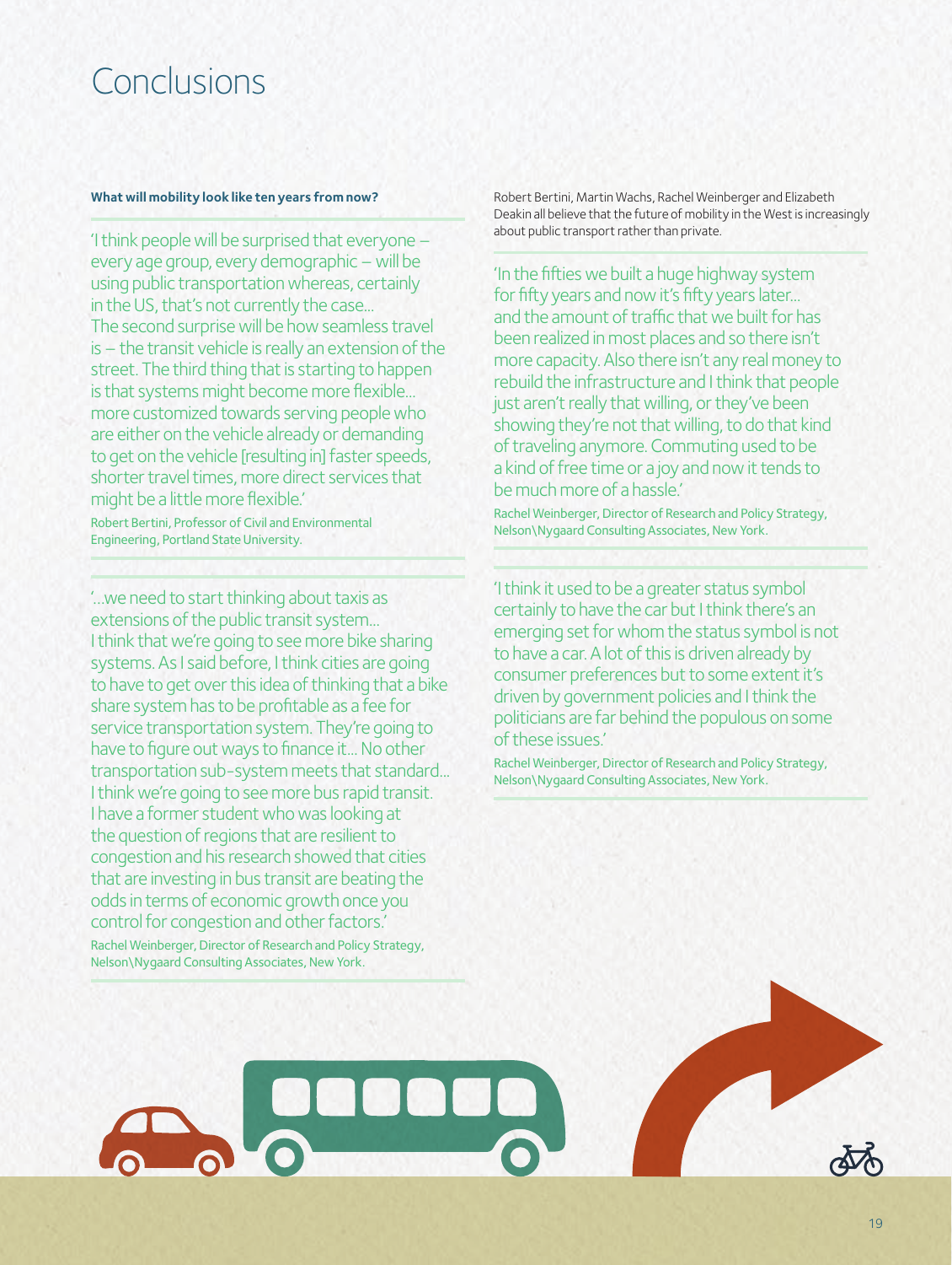# Conclusions

**What will mobility look like ten years from now?**

'I think people will be surprised that everyone – every age group, every demographic – will be using public transportation whereas, certainly in the US, that's not currently the case... The second surprise will be how seamless travel is – the transit vehicle is really an extension of the street. The third thing that is starting to happen is that systems might become more flexible... more customized towards serving people who are either on the vehicle already or demanding to get on the vehicle [resulting in] faster speeds, shorter travel times, more direct services that might be a little more flexible.'

Robert Bertini, Professor of Civil and Environmental Engineering, Portland State University.

'...we need to start thinking about taxis as extensions of the public transit system... I think that we're going to see more bike sharing systems. As I said before, I think cities are going to have to get over this idea of thinking that a bike share system has to be profitable as a fee for service transportation system. They're going to have to figure out ways to finance it... No other transportation sub-system meets that standard... I think we're going to see more bus rapid transit. I have a former student who was looking at the question of regions that are resilient to congestion and his research showed that cities that are investing in bus transit are beating the odds in terms of economic growth once you control for congestion and other factors.'

Rachel Weinberger, Director of Research and Policy Strategy, Nelson\Nygaard Consulting Associates, New York.

Robert Bertini, Martin Wachs, Rachel Weinberger and Elizabeth Deakin all believe that the future of mobility in the West is increasingly about public transport rather than private.

'In the fifties we built a huge highway system for fifty years and now it's fifty years later... and the amount of traffic that we built for has been realized in most places and so there isn't more capacity. Also there isn't any real money to rebuild the infrastructure and I think that people just aren't really that willing, or they've been showing they're not that willing, to do that kind of traveling anymore. Commuting used to be a kind of free time or a joy and now it tends to be much more of a hassle.'

Rachel Weinberger, Director of Research and Policy Strategy, Nelson\Nygaard Consulting Associates, New York.

'I think it used to be a greater status symbol certainly to have the car but I think there's an emerging set for whom the status symbol is not to have a car. A lot of this is driven already by consumer preferences but to some extent it's driven by government policies and I think the politicians are far behind the populous on some of these issues.'

Rachel Weinberger, Director of Research and Policy Strategy, Nelson\Nygaard Consulting Associates, New York.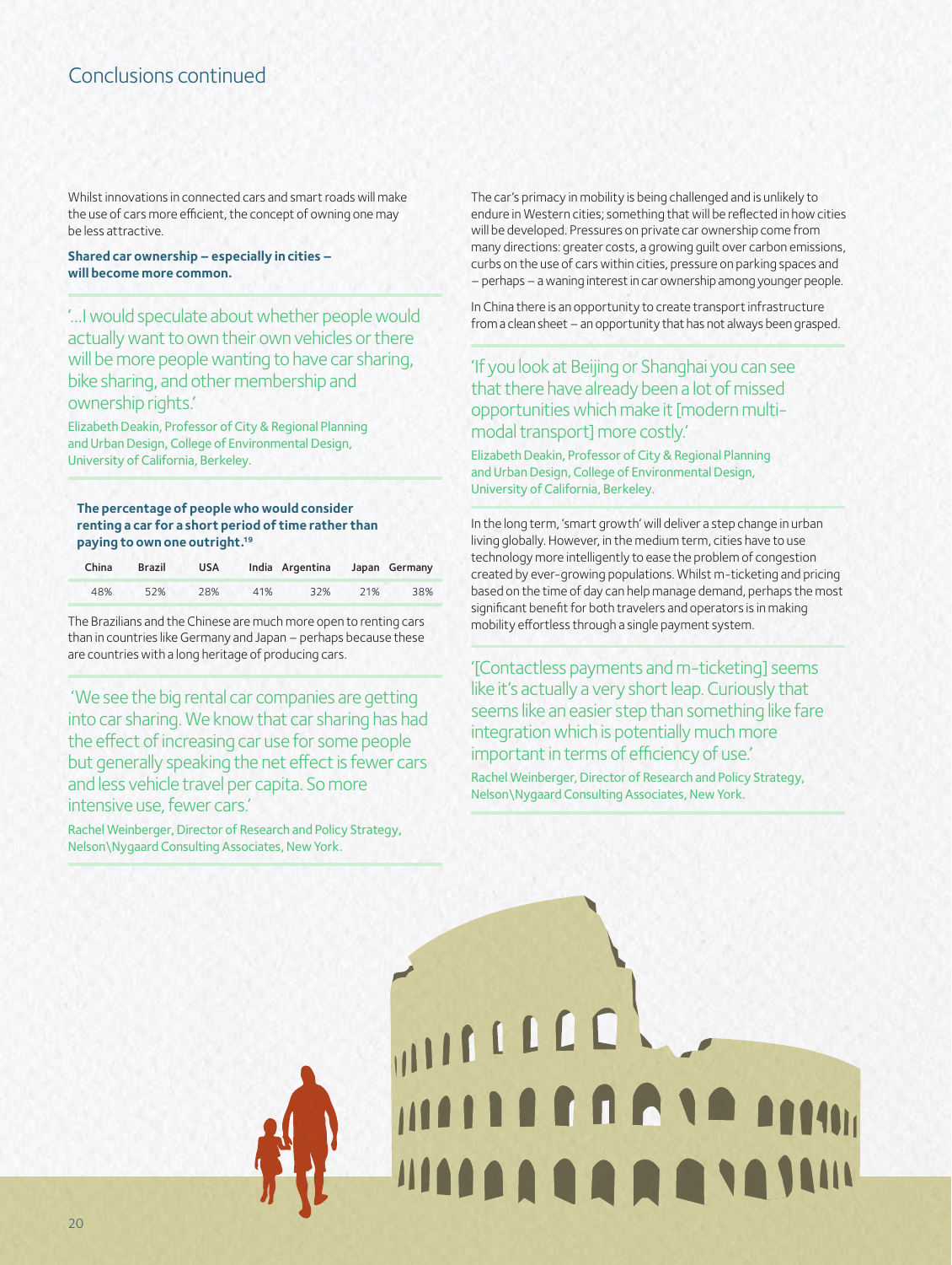## Conclusions continued

Whilst innovations in connected cars and smart roads will make the use of cars more efficient, the concept of owning one may be less attractive.

**Shared car ownership – especially in cities – will become more common.**

'...I would speculate about whether people would actually want to own their own vehicles or there will be more people wanting to have car sharing, bike sharing, and other membership and ownership rights.'

Elizabeth Deakin, Professor of City & Regional Planning and Urban Design, College of Environmental Design, University of California, Berkeley.

**The percentage of people who would consider renting a car for a short period of time rather than paying to own one outright.[19]**

| China | Brazil | USA | India | Argentina | Japan | Germany |
|---|---|---|---|---|---|---|
| 48% | 52% | 28% | 41% | 32% | 21% | 38% |

The Brazilians and the Chinese are much more open to renting cars than in countries like Germany and Japan – perhaps because these are countries with a long heritage of producing cars.

'We see the big rental car companies are getting into car sharing. We know that car sharing has had the effect of increasing car use for some people but generally speaking the net effect is fewer cars and less vehicle travel per capita. So more intensive use, fewer cars.'

Rachel Weinberger, Director of Research and Policy Strategy, Nelson\Nygaard Consulting Associates, New York.

The car's primacy in mobility is being challenged and is unlikely to endure in Western cities; something that will be reflected in how cities will be developed. Pressures on private car ownership come from many directions: greater costs, a growing guilt over carbon emissions, curbs on the use of cars within cities, pressure on parking spaces and – perhaps – a waning interest in car ownership among younger people.

In China there is an opportunity to create transport infrastructure from a clean sheet – an opportunity that has not always been grasped.

'If you look at Beijing or Shanghai you can see that there have already been a lot of missed opportunities which make it [modern multi-modal transport] more costly.'

Elizabeth Deakin, Professor of City & Regional Planning and Urban Design, College of Environmental Design, University of California, Berkeley.

In the long term, 'smart growth' will deliver a step change in urban living globally. However, in the medium term, cities have to use technology more intelligently to ease the problem of congestion created by ever-growing populations. Whilst m-ticketing and pricing based on the time of day can help manage demand, perhaps the most significant benefit for both travelers and operators is in making mobility effortless through a single payment system.

'[Contactless payments and m-ticketing] seems like it's actually a very short leap. Curiously that seems like an easier step than something like fare integration which is potentially much more important in terms of efficiency of use.'

Rachel Weinberger, Director of Research and Policy Strategy, Nelson\Nygaard Consulting Associates, New York.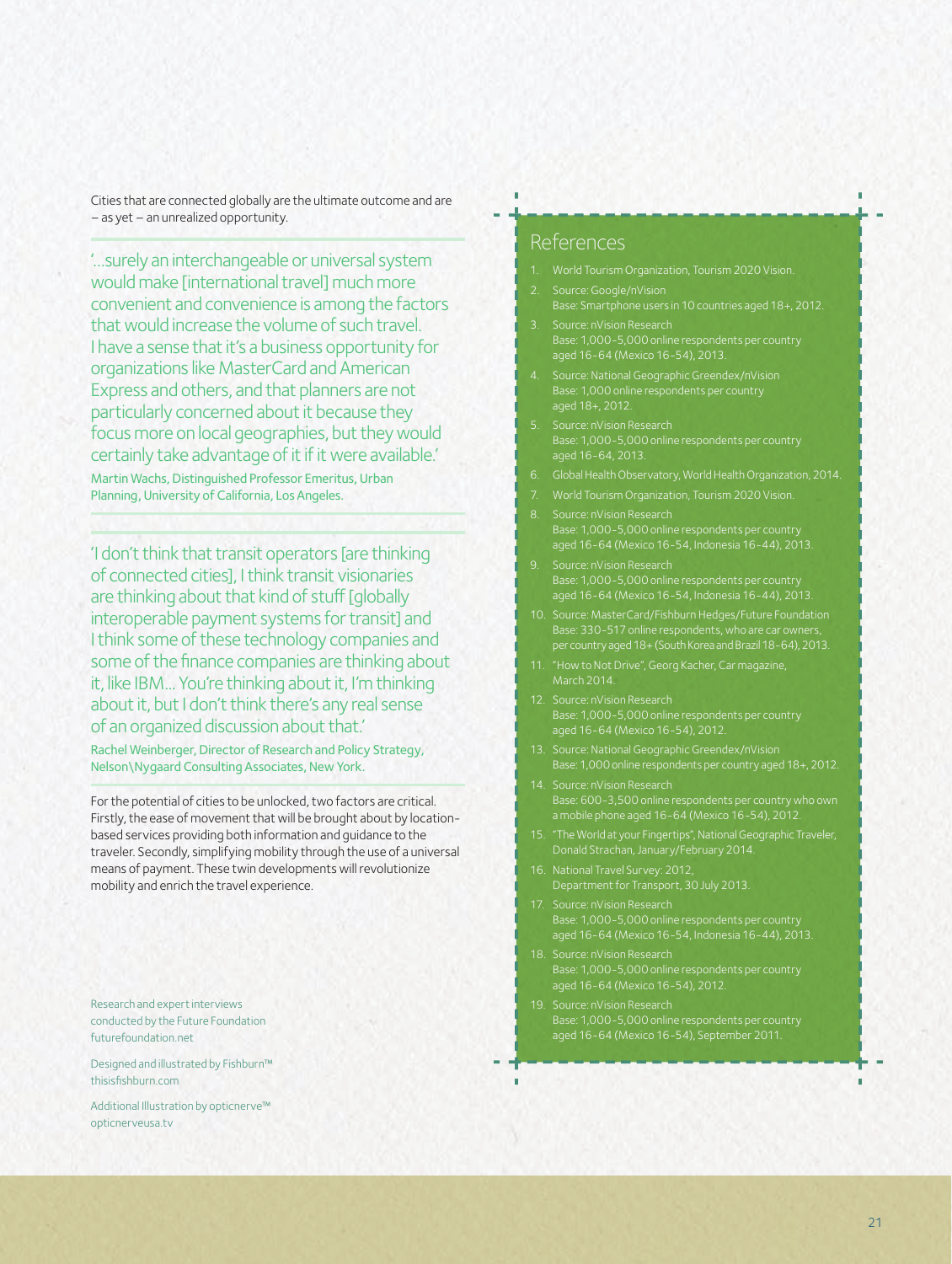Cities that are connected globally are the ultimate outcome and are – as yet – an unrealized opportunity.

'...surely an interchangeable or universal system would make [international travel] much more convenient and convenience is among the factors that would increase the volume of such travel. I have a sense that it's a business opportunity for organizations like MasterCard and American Express and others, and that planners are not particularly concerned about it because they focus more on local geographies, but they would certainly take advantage of it if it were available.'

Martin Wachs, Distinguished Professor Emeritus, Urban Planning, University of California, Los Angeles.

'I don't think that transit operators [are thinking of connected cities], I think transit visionaries are thinking about that kind of stuff [globally interoperable payment systems for transit] and I think some of these technology companies and some of the finance companies are thinking about it, like IBM... You're thinking about it, I'm thinking about it, but I don't think there's any real sense of an organized discussion about that.'

Rachel Weinberger, Director of Research and Policy Strategy, Nelson\Nygaard Consulting Associates, New York.

For the potential of cities to be unlocked, two factors are critical. Firstly, the ease of movement that will be brought about by location-based services providing both information and guidance to the traveler. Secondly, simplifying mobility through the use of a universal means of payment. These twin developments will revolutionize mobility and enrich the travel experience.

Research and expert interviews conducted by the Future Foundation
futurefoundation.net

Designed and illustrated by Fishburn™
thisisfishburn.com

Additional Illustration by opticnerve™
opticnerveusa.tv

## References

1. World Tourism Organization, Tourism 2020 Vision.
2. Source: Google/nVision
   Base: Smartphone users in 10 countries aged 18+, 2012.
3. Source: nVision Research
   Base: 1,000-5,000 online respondents per country aged 16-64 (Mexico 16-54), 2013.
4. Source: National Geographic Greendex/nVision
   Base: 1,000 online respondents per country aged 18+, 2012.
5. Source: nVision Research
   Base: 1,000-5,000 online respondents per country aged 16-64, 2013.
6. Global Health Observatory, World Health Organization, 2014.
7. World Tourism Organization, Tourism 2020 Vision.
8. Source: nVision Research
   Base: 1,000-5,000 online respondents per country aged 16-64 (Mexico 16-54, Indonesia 16-44), 2013.
9. Source: nVision Research
   Base: 1,000-5,000 online respondents per country aged 16-64 (Mexico 16-54, Indonesia 16-44), 2013.
10. Source: MasterCard/Fishburn Hedges/Future Foundation
    Base: 330-517 online respondents, who are car owners, per country aged 18+ (South Korea and Brazil 18-64), 2013.
11. "How to Not Drive", Georg Kacher, Car magazine, March 2014.
12. Source: nVision Research
    Base: 1,000-5,000 online respondents per country aged 16-64 (Mexico 16-54), 2012.
13. Source: National Geographic Greendex/nVision
    Base: 1,000 online respondents per country aged 18+, 2012.
14. Source: nVision Research
    Base: 600-3,500 online respondents per country who own a mobile phone aged 16-64 (Mexico 16-54), 2012.
15. "The World at your Fingertips", National Geographic Traveler, Donald Strachan, January/February 2014.
16. National Travel Survey: 2012, Department for Transport, 30 July 2013.
17. Source: nVision Research
    Base: 1,000-5,000 online respondents per country aged 16-64 (Mexico 16-54, Indonesia 16-44), 2013.
18. Source: nVision Research
    Base: 1,000-5,000 online respondents per country aged 16-64 (Mexico 16-54), 2012.
19. Source: nVision Research
    Base: 1,000-5,000 online respondents per country aged 16-64 (Mexico 16-54), September 2011.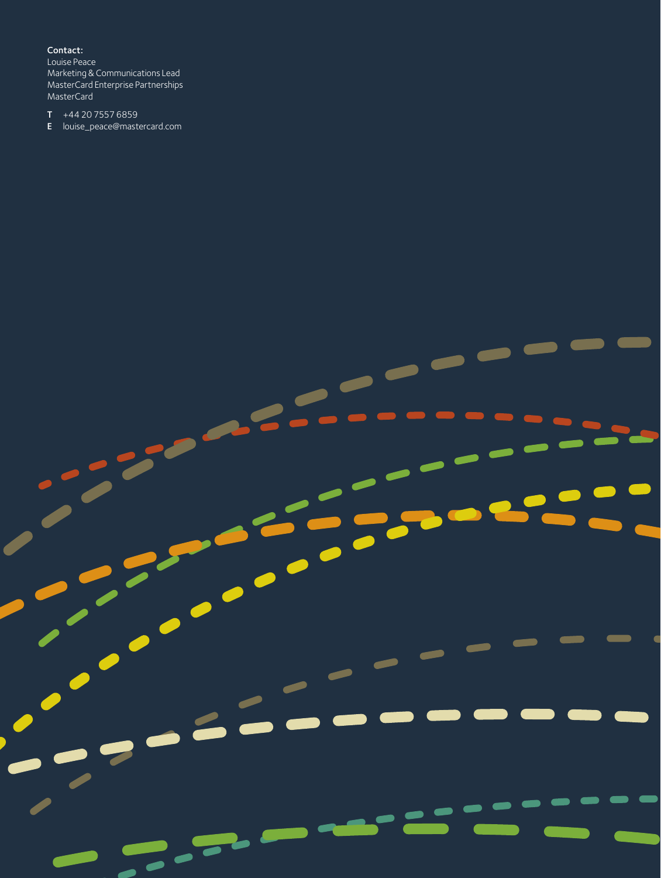**Contact:**
Louise Peace
Marketing & Communications Lead
MasterCard Enterprise Partnerships
MasterCard

**T** +44 20 7557 6859
**E** louise_peace@mastercard.com